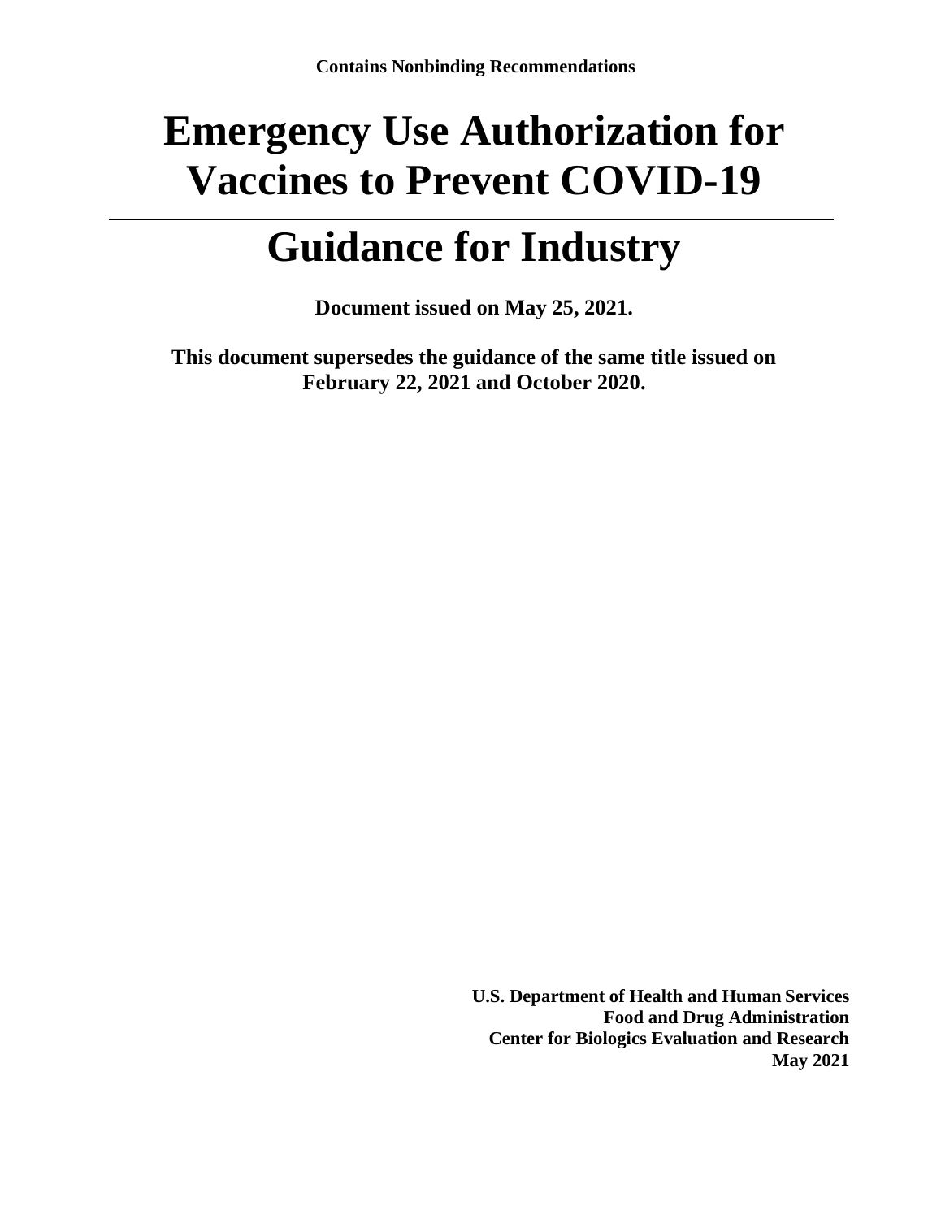**Contains Nonbinding Recommendations**

# Emergency Use Authorization for Vaccines to Prevent COVID-19

# Guidance for Industry

**Document issued on May 25, 2021.**

**This document supersedes the guidance of the same title issued on February 22, 2021 and October 2020.**

**U.S. Department of Health and Human Services**
**Food and Drug Administration**
**Center for Biologics Evaluation and Research**
**May 2021**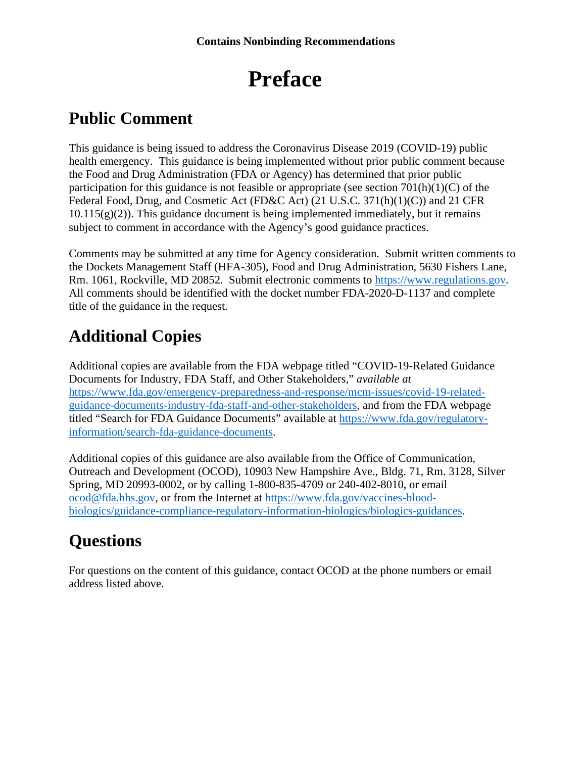**Contains Nonbinding Recommendations**

# Preface

## Public Comment

This guidance is being issued to address the Coronavirus Disease 2019 (COVID-19) public health emergency. This guidance is being implemented without prior public comment because the Food and Drug Administration (FDA or Agency) has determined that prior public participation for this guidance is not feasible or appropriate (see section 701(h)(1)(C) of the Federal Food, Drug, and Cosmetic Act (FD&C Act) (21 U.S.C. 371(h)(1)(C)) and 21 CFR 10.115(g)(2)). This guidance document is being implemented immediately, but it remains subject to comment in accordance with the Agency's good guidance practices.

Comments may be submitted at any time for Agency consideration. Submit written comments to the Dockets Management Staff (HFA-305), Food and Drug Administration, 5630 Fishers Lane, Rm. 1061, Rockville, MD 20852. Submit electronic comments to https://www.regulations.gov. All comments should be identified with the docket number FDA-2020-D-1137 and complete title of the guidance in the request.

## Additional Copies

Additional copies are available from the FDA webpage titled "COVID-19-Related Guidance Documents for Industry, FDA Staff, and Other Stakeholders," *available at* https://www.fda.gov/emergency-preparedness-and-response/mcm-issues/covid-19-related-guidance-documents-industry-fda-staff-and-other-stakeholders, and from the FDA webpage titled "Search for FDA Guidance Documents" available at https://www.fda.gov/regulatory-information/search-fda-guidance-documents.

Additional copies of this guidance are also available from the Office of Communication, Outreach and Development (OCOD), 10903 New Hampshire Ave., Bldg. 71, Rm. 3128, Silver Spring, MD 20993-0002, or by calling 1-800-835-4709 or 240-402-8010, or email ocod@fda.hhs.gov, or from the Internet at https://www.fda.gov/vaccines-blood-biologics/guidance-compliance-regulatory-information-biologics/biologics-guidances.

## Questions

For questions on the content of this guidance, contact OCOD at the phone numbers or email address listed above.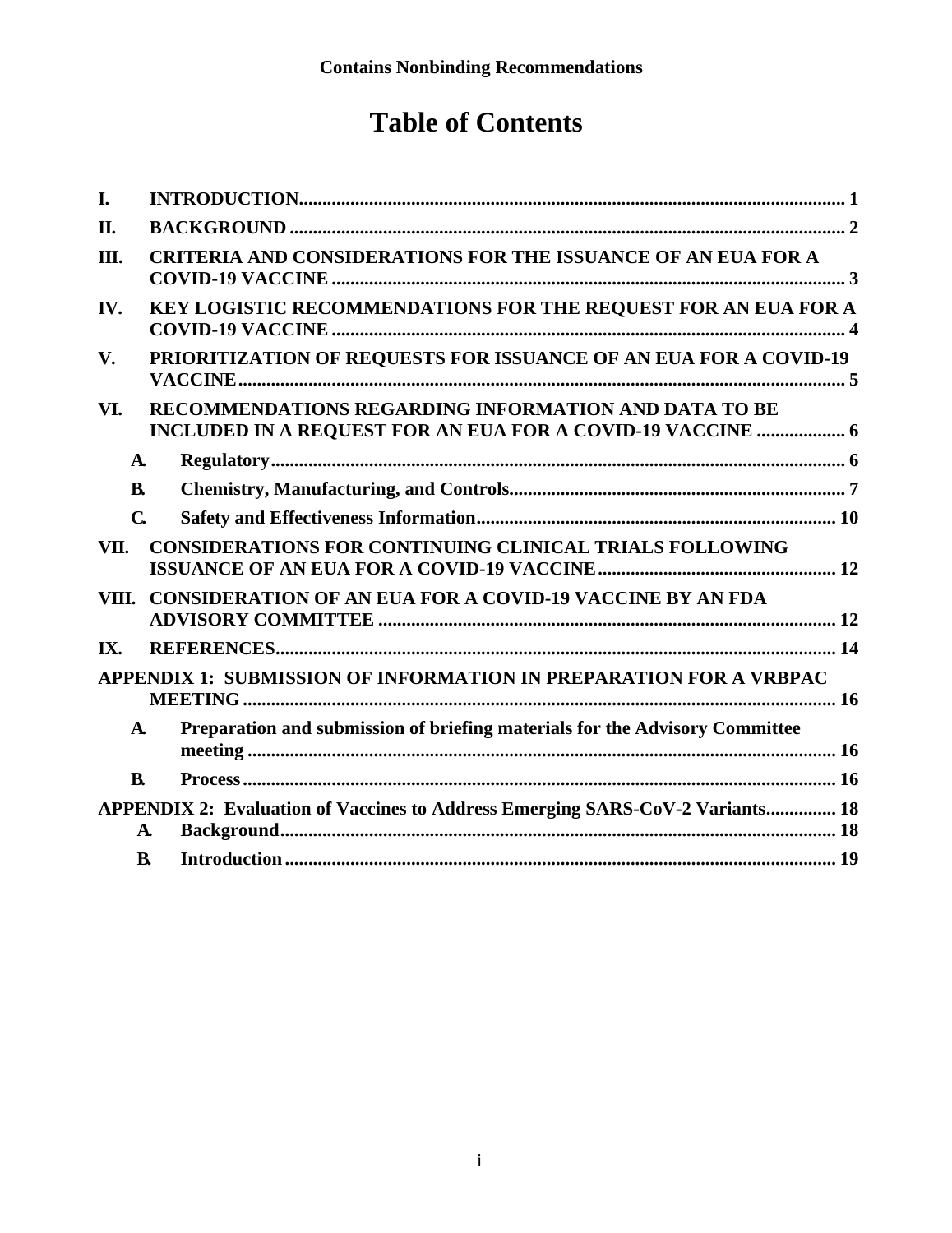**Contains Nonbinding Recommendations**

# Table of Contents

I. INTRODUCTION.................................................................................................................. 1

II. BACKGROUND ..................................................................................................................... 2

III. CRITERIA AND CONSIDERATIONS FOR THE ISSUANCE OF AN EUA FOR A COVID-19 VACCINE ........................................................................................................... 3

IV. KEY LOGISTIC RECOMMENDATIONS FOR THE REQUEST FOR AN EUA FOR A COVID-19 VACCINE ........................................................................................................... 4

V. PRIORITIZATION OF REQUESTS FOR ISSUANCE OF AN EUA FOR A COVID-19 VACCINE............................................................................................................................... 5

VI. RECOMMENDATIONS REGARDING INFORMATION AND DATA TO BE INCLUDED IN A REQUEST FOR AN EUA FOR A COVID-19 VACCINE .................. 6

A. Regulatory......................................................................................................................... 6

B. Chemistry, Manufacturing, and Controls....................................................................... 7

C. Safety and Effectiveness Information........................................................................... 10

VII. CONSIDERATIONS FOR CONTINUING CLINICAL TRIALS FOLLOWING ISSUANCE OF AN EUA FOR A COVID-19 VACCINE................................................... 12

VIII. CONSIDERATION OF AN EUA FOR A COVID-19 VACCINE BY AN FDA ADVISORY COMMITTEE ................................................................................................ 12

IX. REFERENCES...................................................................................................................... 14

APPENDIX 1: SUBMISSION OF INFORMATION IN PREPARATION FOR A VRBPAC MEETING ............................................................................................................................ 16

A. Preparation and submission of briefing materials for the Advisory Committee meeting ............................................................................................................................ 16

B. Process.............................................................................................................................. 16

APPENDIX 2: Evaluation of Vaccines to Address Emerging SARS-CoV-2 Variants............... 18

A. Background..................................................................................................................... 18

B. Introduction..................................................................................................................... 19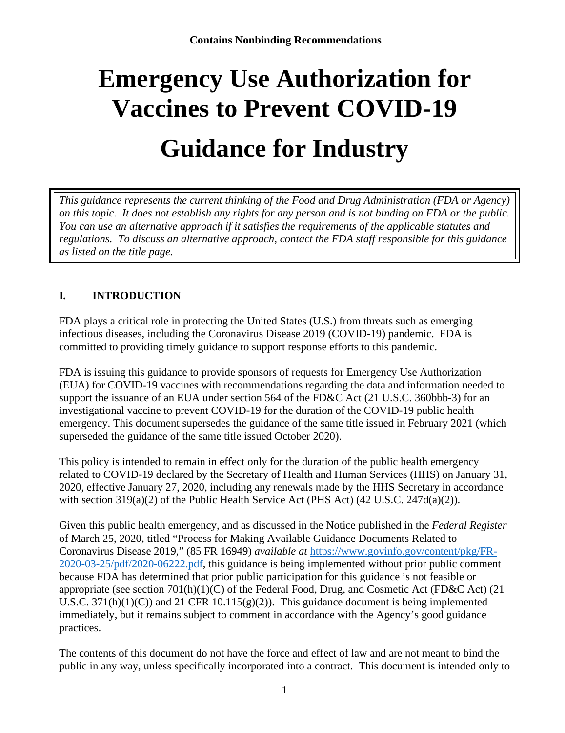**Contains Nonbinding Recommendations**

# Emergency Use Authorization for Vaccines to Prevent COVID-19

# Guidance for Industry

*This guidance represents the current thinking of the Food and Drug Administration (FDA or Agency) on this topic. It does not establish any rights for any person and is not binding on FDA or the public. You can use an alternative approach if it satisfies the requirements of the applicable statutes and regulations. To discuss an alternative approach, contact the FDA staff responsible for this guidance as listed on the title page.*

## I. INTRODUCTION

FDA plays a critical role in protecting the United States (U.S.) from threats such as emerging infectious diseases, including the Coronavirus Disease 2019 (COVID-19) pandemic. FDA is committed to providing timely guidance to support response efforts to this pandemic.

FDA is issuing this guidance to provide sponsors of requests for Emergency Use Authorization (EUA) for COVID-19 vaccines with recommendations regarding the data and information needed to support the issuance of an EUA under section 564 of the FD&C Act (21 U.S.C. 360bbb-3) for an investigational vaccine to prevent COVID-19 for the duration of the COVID-19 public health emergency. This document supersedes the guidance of the same title issued in February 2021 (which superseded the guidance of the same title issued October 2020).

This policy is intended to remain in effect only for the duration of the public health emergency related to COVID-19 declared by the Secretary of Health and Human Services (HHS) on January 31, 2020, effective January 27, 2020, including any renewals made by the HHS Secretary in accordance with section 319(a)(2) of the Public Health Service Act (PHS Act) (42 U.S.C. 247d(a)(2)).

Given this public health emergency, and as discussed in the Notice published in the *Federal Register* of March 25, 2020, titled "Process for Making Available Guidance Documents Related to Coronavirus Disease 2019," (85 FR 16949) *available at* [https://www.govinfo.gov/content/pkg/FR-2020-03-25/pdf/2020-06222.pdf](https://www.govinfo.gov/content/pkg/FR-2020-03-25/pdf/2020-06222.pdf), this guidance is being implemented without prior public comment because FDA has determined that prior public participation for this guidance is not feasible or appropriate (see section 701(h)(1)(C) of the Federal Food, Drug, and Cosmetic Act (FD&C Act) (21 U.S.C. 371(h)(1)(C)) and 21 CFR 10.115(g)(2)). This guidance document is being implemented immediately, but it remains subject to comment in accordance with the Agency's good guidance practices.

The contents of this document do not have the force and effect of law and are not meant to bind the public in any way, unless specifically incorporated into a contract. This document is intended only to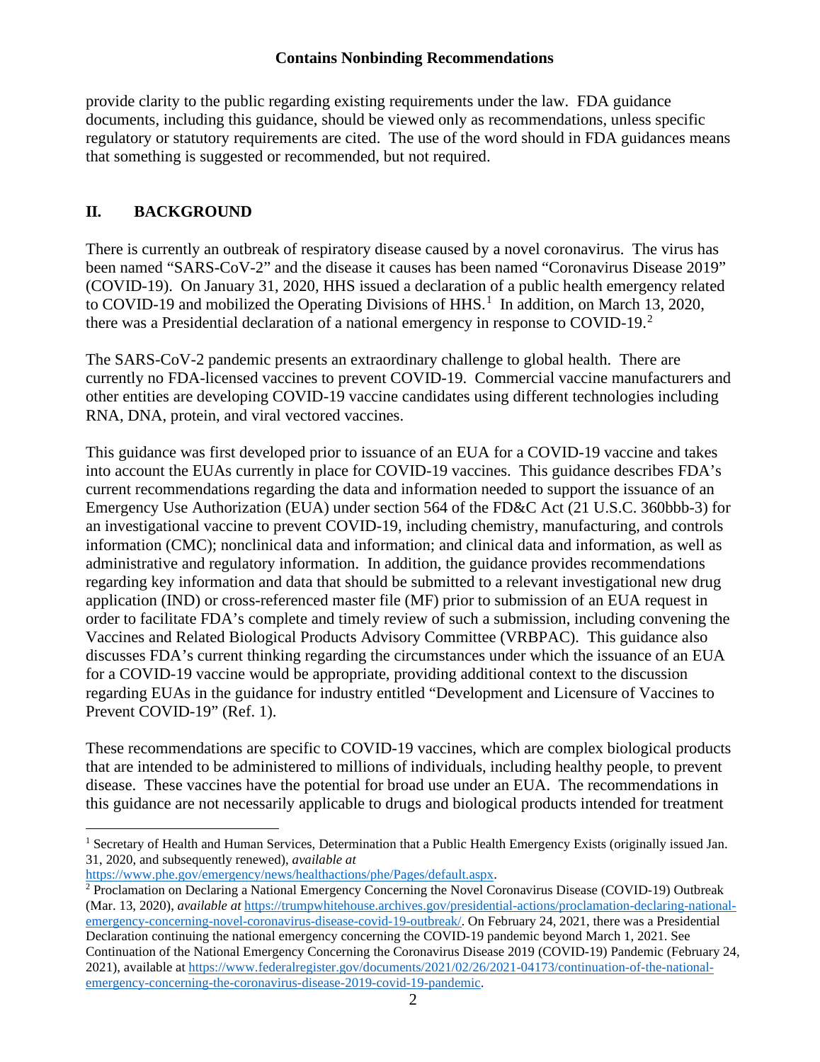provide clarity to the public regarding existing requirements under the law. FDA guidance documents, including this guidance, should be viewed only as recommendations, unless specific regulatory or statutory requirements are cited. The use of the word should in FDA guidances means that something is suggested or recommended, but not required.

## II. BACKGROUND

There is currently an outbreak of respiratory disease caused by a novel coronavirus. The virus has been named "SARS-CoV-2" and the disease it causes has been named "Coronavirus Disease 2019" (COVID-19). On January 31, 2020, HHS issued a declaration of a public health emergency related to COVID-19 and mobilized the Operating Divisions of HHS.[1] In addition, on March 13, 2020, there was a Presidential declaration of a national emergency in response to COVID-19.[2]

The SARS-CoV-2 pandemic presents an extraordinary challenge to global health. There are currently no FDA-licensed vaccines to prevent COVID-19. Commercial vaccine manufacturers and other entities are developing COVID-19 vaccine candidates using different technologies including RNA, DNA, protein, and viral vectored vaccines.

This guidance was first developed prior to issuance of an EUA for a COVID-19 vaccine and takes into account the EUAs currently in place for COVID-19 vaccines. This guidance describes FDA's current recommendations regarding the data and information needed to support the issuance of an Emergency Use Authorization (EUA) under section 564 of the FD&C Act (21 U.S.C. 360bbb-3) for an investigational vaccine to prevent COVID-19, including chemistry, manufacturing, and controls information (CMC); nonclinical data and information; and clinical data and information, as well as administrative and regulatory information. In addition, the guidance provides recommendations regarding key information and data that should be submitted to a relevant investigational new drug application (IND) or cross-referenced master file (MF) prior to submission of an EUA request in order to facilitate FDA's complete and timely review of such a submission, including convening the Vaccines and Related Biological Products Advisory Committee (VRBPAC). This guidance also discusses FDA's current thinking regarding the circumstances under which the issuance of an EUA for a COVID-19 vaccine would be appropriate, providing additional context to the discussion regarding EUAs in the guidance for industry entitled "Development and Licensure of Vaccines to Prevent COVID-19" (Ref. 1).

These recommendations are specific to COVID-19 vaccines, which are complex biological products that are intended to be administered to millions of individuals, including healthy people, to prevent disease. These vaccines have the potential for broad use under an EUA. The recommendations in this guidance are not necessarily applicable to drugs and biological products intended for treatment

---

[1] Secretary of Health and Human Services, Determination that a Public Health Emergency Exists (originally issued Jan. 31, 2020, and subsequently renewed), *available at* https://www.phe.gov/emergency/news/healthactions/phe/Pages/default.aspx.

[2] Proclamation on Declaring a National Emergency Concerning the Novel Coronavirus Disease (COVID-19) Outbreak (Mar. 13, 2020), *available at* https://trumpwhitehouse.archives.gov/presidential-actions/proclamation-declaring-national-emergency-concerning-novel-coronavirus-disease-covid-19-outbreak/. On February 24, 2021, there was a Presidential Declaration continuing the national emergency concerning the COVID-19 pandemic beyond March 1, 2021. See Continuation of the National Emergency Concerning the Coronavirus Disease 2019 (COVID-19) Pandemic (February 24, 2021), available at https://www.federalregister.gov/documents/2021/02/26/2021-04173/continuation-of-the-national-emergency-concerning-the-coronavirus-disease-2019-covid-19-pandemic.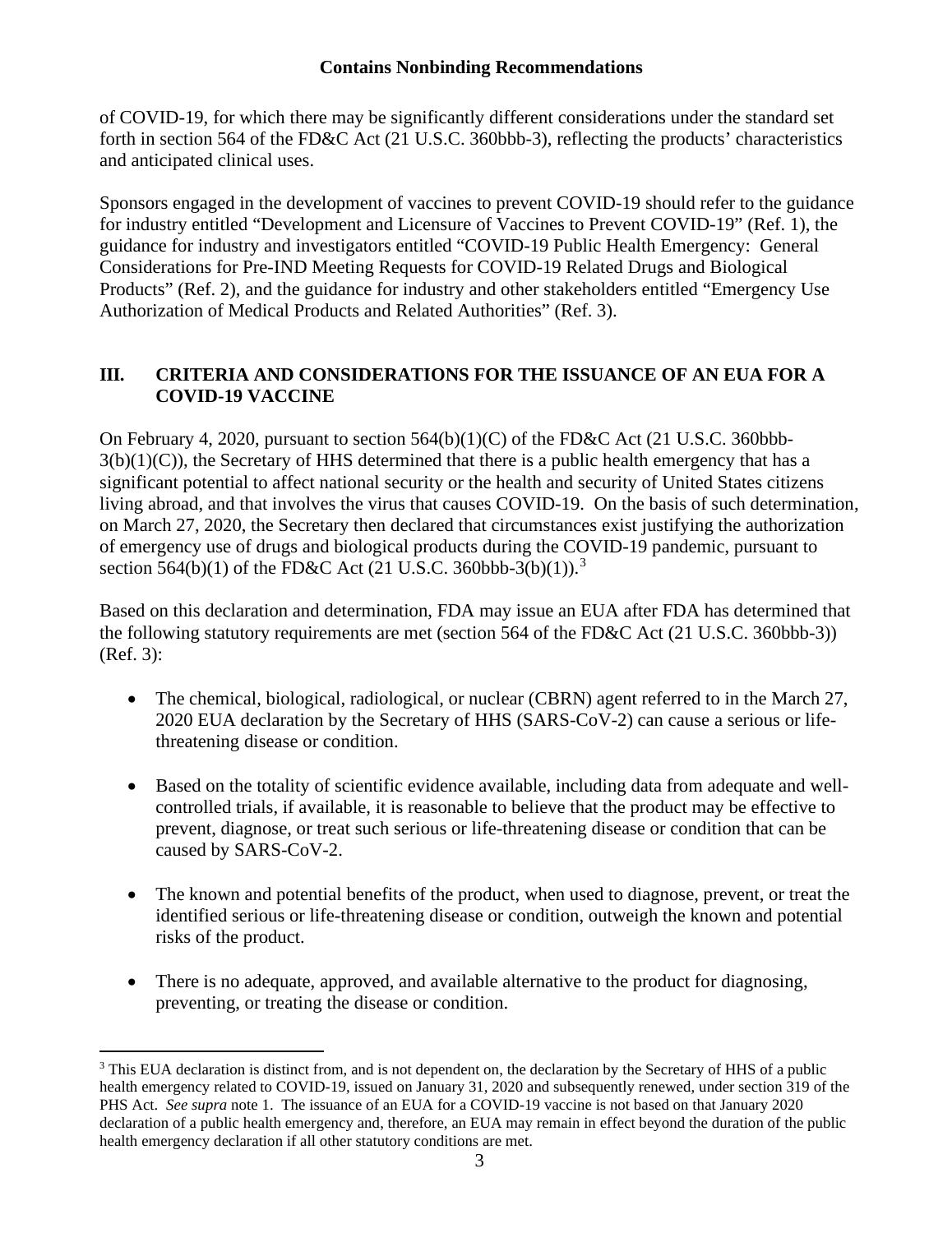of COVID-19, for which there may be significantly different considerations under the standard set forth in section 564 of the FD&C Act (21 U.S.C. 360bbb-3), reflecting the products' characteristics and anticipated clinical uses.

Sponsors engaged in the development of vaccines to prevent COVID-19 should refer to the guidance for industry entitled "Development and Licensure of Vaccines to Prevent COVID-19" (Ref. 1), the guidance for industry and investigators entitled "COVID-19 Public Health Emergency: General Considerations for Pre-IND Meeting Requests for COVID-19 Related Drugs and Biological Products" (Ref. 2), and the guidance for industry and other stakeholders entitled "Emergency Use Authorization of Medical Products and Related Authorities" (Ref. 3).

## III. CRITERIA AND CONSIDERATIONS FOR THE ISSUANCE OF AN EUA FOR A COVID-19 VACCINE

On February 4, 2020, pursuant to section 564(b)(1)(C) of the FD&C Act (21 U.S.C. 360bbb-3(b)(1)(C)), the Secretary of HHS determined that there is a public health emergency that has a significant potential to affect national security or the health and security of United States citizens living abroad, and that involves the virus that causes COVID-19. On the basis of such determination, on March 27, 2020, the Secretary then declared that circumstances exist justifying the authorization of emergency use of drugs and biological products during the COVID-19 pandemic, pursuant to section 564(b)(1) of the FD&C Act (21 U.S.C. 360bbb-3(b)(1)).[3]

Based on this declaration and determination, FDA may issue an EUA after FDA has determined that the following statutory requirements are met (section 564 of the FD&C Act (21 U.S.C. 360bbb-3)) (Ref. 3):

- The chemical, biological, radiological, or nuclear (CBRN) agent referred to in the March 27, 2020 EUA declaration by the Secretary of HHS (SARS-CoV-2) can cause a serious or life-threatening disease or condition.
- Based on the totality of scientific evidence available, including data from adequate and well-controlled trials, if available, it is reasonable to believe that the product may be effective to prevent, diagnose, or treat such serious or life-threatening disease or condition that can be caused by SARS-CoV-2.
- The known and potential benefits of the product, when used to diagnose, prevent, or treat the identified serious or life-threatening disease or condition, outweigh the known and potential risks of the product.
- There is no adequate, approved, and available alternative to the product for diagnosing, preventing, or treating the disease or condition.

[3] This EUA declaration is distinct from, and is not dependent on, the declaration by the Secretary of HHS of a public health emergency related to COVID-19, issued on January 31, 2020 and subsequently renewed, under section 319 of the PHS Act. *See supra* note 1. The issuance of an EUA for a COVID-19 vaccine is not based on that January 2020 declaration of a public health emergency and, therefore, an EUA may remain in effect beyond the duration of the public health emergency declaration if all other statutory conditions are met.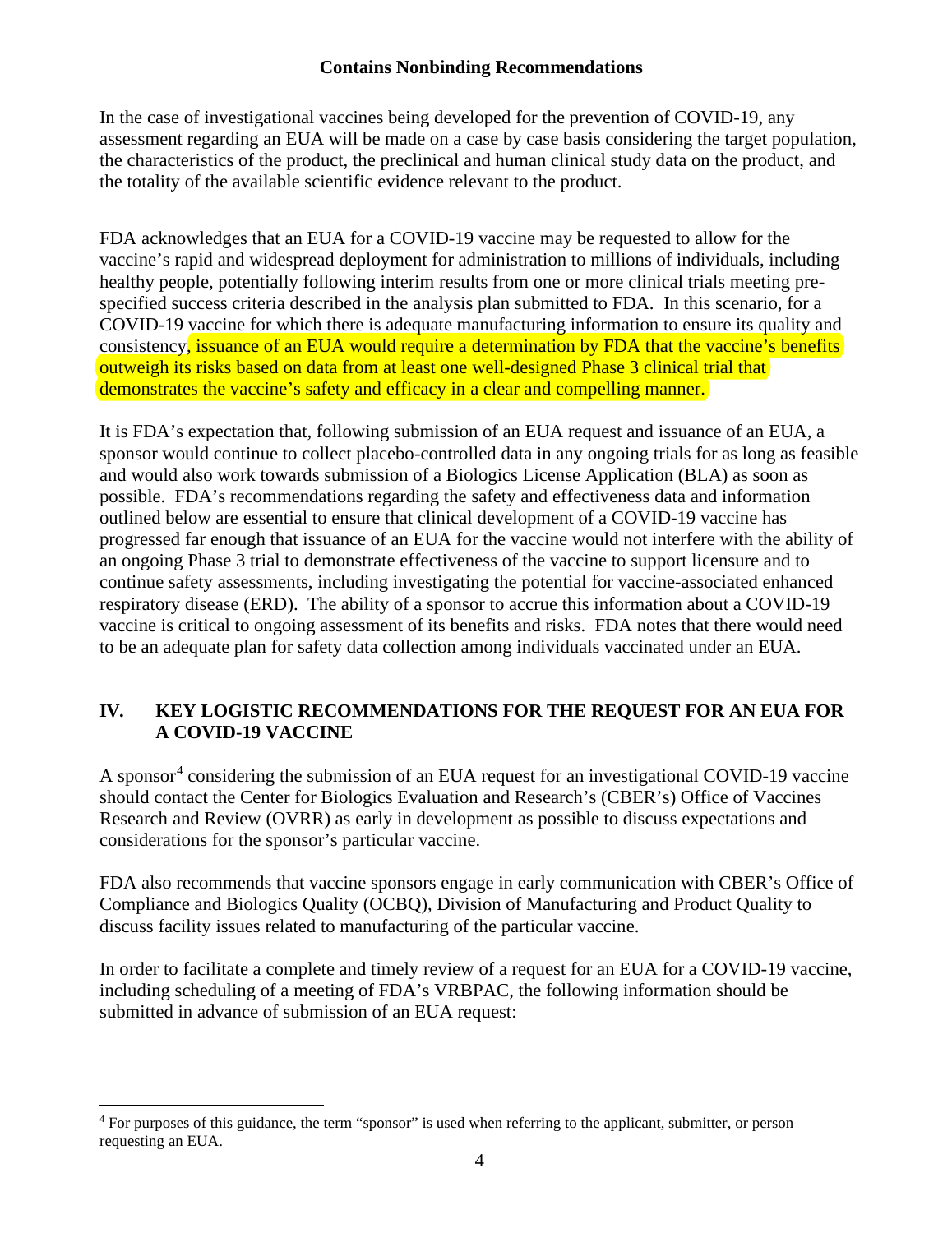In the case of investigational vaccines being developed for the prevention of COVID-19, any assessment regarding an EUA will be made on a case by case basis considering the target population, the characteristics of the product, the preclinical and human clinical study data on the product, and the totality of the available scientific evidence relevant to the product.

FDA acknowledges that an EUA for a COVID-19 vaccine may be requested to allow for the vaccine's rapid and widespread deployment for administration to millions of individuals, including healthy people, potentially following interim results from one or more clinical trials meeting pre-specified success criteria described in the analysis plan submitted to FDA. In this scenario, for a COVID-19 vaccine for which there is adequate manufacturing information to ensure its quality and consistency, issuance of an EUA would require a determination by FDA that the vaccine's benefits outweigh its risks based on data from at least one well-designed Phase 3 clinical trial that demonstrates the vaccine's safety and efficacy in a clear and compelling manner.

It is FDA's expectation that, following submission of an EUA request and issuance of an EUA, a sponsor would continue to collect placebo-controlled data in any ongoing trials for as long as feasible and would also work towards submission of a Biologics License Application (BLA) as soon as possible. FDA's recommendations regarding the safety and effectiveness data and information outlined below are essential to ensure that clinical development of a COVID-19 vaccine has progressed far enough that issuance of an EUA for the vaccine would not interfere with the ability of an ongoing Phase 3 trial to demonstrate effectiveness of the vaccine to support licensure and to continue safety assessments, including investigating the potential for vaccine-associated enhanced respiratory disease (ERD). The ability of a sponsor to accrue this information about a COVID-19 vaccine is critical to ongoing assessment of its benefits and risks. FDA notes that there would need to be an adequate plan for safety data collection among individuals vaccinated under an EUA.

## IV. KEY LOGISTIC RECOMMENDATIONS FOR THE REQUEST FOR AN EUA FOR A COVID-19 VACCINE

A sponsor[4] considering the submission of an EUA request for an investigational COVID-19 vaccine should contact the Center for Biologics Evaluation and Research's (CBER's) Office of Vaccines Research and Review (OVRR) as early in development as possible to discuss expectations and considerations for the sponsor's particular vaccine.

FDA also recommends that vaccine sponsors engage in early communication with CBER's Office of Compliance and Biologics Quality (OCBQ), Division of Manufacturing and Product Quality to discuss facility issues related to manufacturing of the particular vaccine.

In order to facilitate a complete and timely review of a request for an EUA for a COVID-19 vaccine, including scheduling of a meeting of FDA's VRBPAC, the following information should be submitted in advance of submission of an EUA request:

[4] For purposes of this guidance, the term "sponsor" is used when referring to the applicant, submitter, or person requesting an EUA.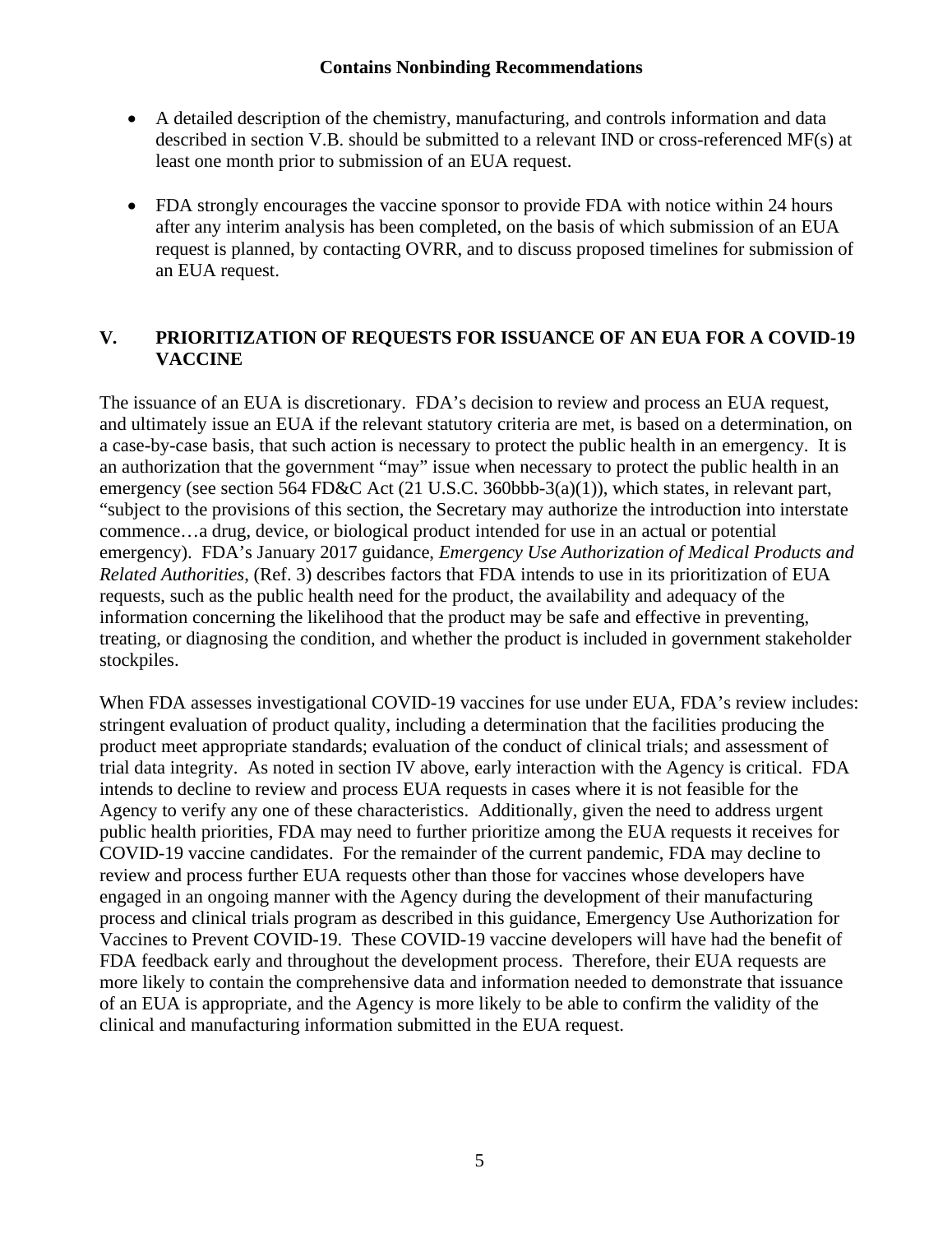- A detailed description of the chemistry, manufacturing, and controls information and data described in section V.B. should be submitted to a relevant IND or cross-referenced MF(s) at least one month prior to submission of an EUA request.

- FDA strongly encourages the vaccine sponsor to provide FDA with notice within 24 hours after any interim analysis has been completed, on the basis of which submission of an EUA request is planned, by contacting OVRR, and to discuss proposed timelines for submission of an EUA request.

## V. PRIORITIZATION OF REQUESTS FOR ISSUANCE OF AN EUA FOR A COVID-19 VACCINE

The issuance of an EUA is discretionary. FDA's decision to review and process an EUA request, and ultimately issue an EUA if the relevant statutory criteria are met, is based on a determination, on a case-by-case basis, that such action is necessary to protect the public health in an emergency. It is an authorization that the government "may" issue when necessary to protect the public health in an emergency (see section 564 FD&C Act (21 U.S.C. 360bbb-3(a)(1)), which states, in relevant part, "subject to the provisions of this section, the Secretary may authorize the introduction into interstate commence…a drug, device, or biological product intended for use in an actual or potential emergency). FDA's January 2017 guidance, *Emergency Use Authorization of Medical Products and Related Authorities*, (Ref. 3) describes factors that FDA intends to use in its prioritization of EUA requests, such as the public health need for the product, the availability and adequacy of the information concerning the likelihood that the product may be safe and effective in preventing, treating, or diagnosing the condition, and whether the product is included in government stakeholder stockpiles.

When FDA assesses investigational COVID-19 vaccines for use under EUA, FDA's review includes: stringent evaluation of product quality, including a determination that the facilities producing the product meet appropriate standards; evaluation of the conduct of clinical trials; and assessment of trial data integrity. As noted in section IV above, early interaction with the Agency is critical. FDA intends to decline to review and process EUA requests in cases where it is not feasible for the Agency to verify any one of these characteristics. Additionally, given the need to address urgent public health priorities, FDA may need to further prioritize among the EUA requests it receives for COVID-19 vaccine candidates. For the remainder of the current pandemic, FDA may decline to review and process further EUA requests other than those for vaccines whose developers have engaged in an ongoing manner with the Agency during the development of their manufacturing process and clinical trials program as described in this guidance, Emergency Use Authorization for Vaccines to Prevent COVID-19. These COVID-19 vaccine developers will have had the benefit of FDA feedback early and throughout the development process. Therefore, their EUA requests are more likely to contain the comprehensive data and information needed to demonstrate that issuance of an EUA is appropriate, and the Agency is more likely to be able to confirm the validity of the clinical and manufacturing information submitted in the EUA request.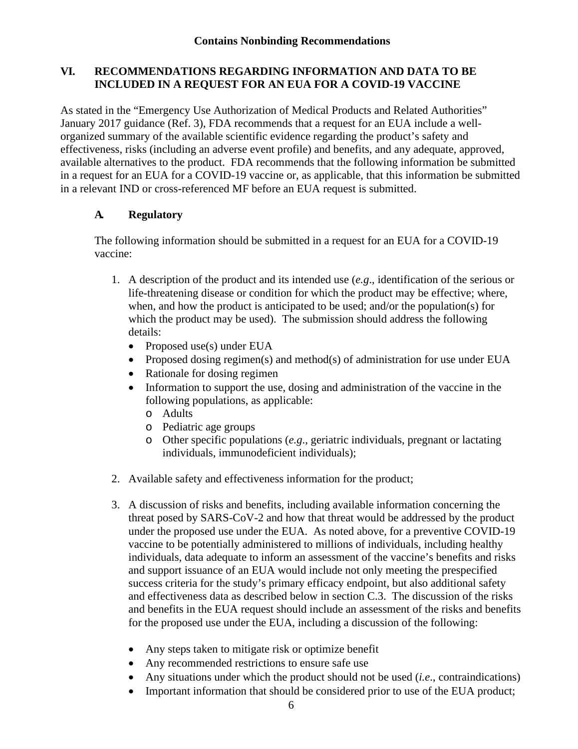**Contains Nonbinding Recommendations**

## VI. RECOMMENDATIONS REGARDING INFORMATION AND DATA TO BE INCLUDED IN A REQUEST FOR AN EUA FOR A COVID-19 VACCINE

As stated in the "Emergency Use Authorization of Medical Products and Related Authorities" January 2017 guidance (Ref. 3), FDA recommends that a request for an EUA include a well-organized summary of the available scientific evidence regarding the product's safety and effectiveness, risks (including an adverse event profile) and benefits, and any adequate, approved, available alternatives to the product. FDA recommends that the following information be submitted in a request for an EUA for a COVID-19 vaccine or, as applicable, that this information be submitted in a relevant IND or cross-referenced MF before an EUA request is submitted.

### A. Regulatory

The following information should be submitted in a request for an EUA for a COVID-19 vaccine:

1. A description of the product and its intended use (*e.g*., identification of the serious or life-threatening disease or condition for which the product may be effective; where, when, and how the product is anticipated to be used; and/or the population(s) for which the product may be used). The submission should address the following details:
   - Proposed use(s) under EUA
   - Proposed dosing regimen(s) and method(s) of administration for use under EUA
   - Rationale for dosing regimen
   - Information to support the use, dosing and administration of the vaccine in the following populations, as applicable:
     - Adults
     - Pediatric age groups
     - Other specific populations (*e.g*., geriatric individuals, pregnant or lactating individuals, immunodeficient individuals);

2. Available safety and effectiveness information for the product;

3. A discussion of risks and benefits, including available information concerning the threat posed by SARS-CoV-2 and how that threat would be addressed by the product under the proposed use under the EUA. As noted above, for a preventive COVID-19 vaccine to be potentially administered to millions of individuals, including healthy individuals, data adequate to inform an assessment of the vaccine's benefits and risks and support issuance of an EUA would include not only meeting the prespecified success criteria for the study's primary efficacy endpoint, but also additional safety and effectiveness data as described below in section C.3. The discussion of the risks and benefits in the EUA request should include an assessment of the risks and benefits for the proposed use under the EUA, including a discussion of the following:

   - Any steps taken to mitigate risk or optimize benefit
   - Any recommended restrictions to ensure safe use
   - Any situations under which the product should not be used (*i.e*., contraindications)
   - Important information that should be considered prior to use of the EUA product;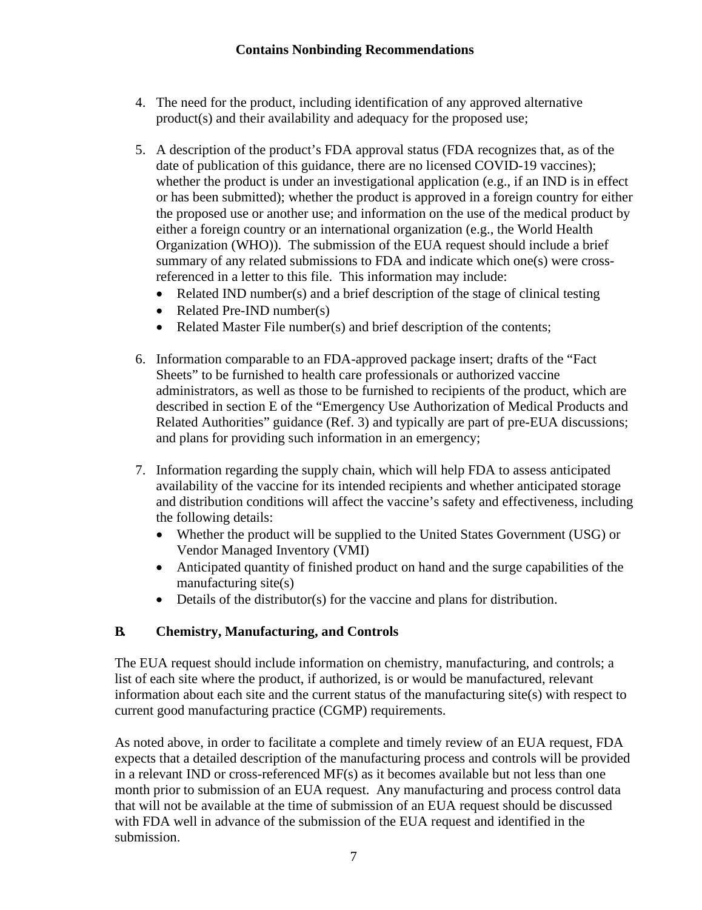4. The need for the product, including identification of any approved alternative product(s) and their availability and adequacy for the proposed use;

5. A description of the product's FDA approval status (FDA recognizes that, as of the date of publication of this guidance, there are no licensed COVID-19 vaccines); whether the product is under an investigational application (e.g., if an IND is in effect or has been submitted); whether the product is approved in a foreign country for either the proposed use or another use; and information on the use of the medical product by either a foreign country or an international organization (e.g., the World Health Organization (WHO)). The submission of the EUA request should include a brief summary of any related submissions to FDA and indicate which one(s) were cross-referenced in a letter to this file. This information may include:
   - Related IND number(s) and a brief description of the stage of clinical testing
   - Related Pre-IND number(s)
   - Related Master File number(s) and brief description of the contents;

6. Information comparable to an FDA-approved package insert; drafts of the "Fact Sheets" to be furnished to health care professionals or authorized vaccine administrators, as well as those to be furnished to recipients of the product, which are described in section E of the "Emergency Use Authorization of Medical Products and Related Authorities" guidance (Ref. 3) and typically are part of pre-EUA discussions; and plans for providing such information in an emergency;

7. Information regarding the supply chain, which will help FDA to assess anticipated availability of the vaccine for its intended recipients and whether anticipated storage and distribution conditions will affect the vaccine's safety and effectiveness, including the following details:
   - Whether the product will be supplied to the United States Government (USG) or Vendor Managed Inventory (VMI)
   - Anticipated quantity of finished product on hand and the surge capabilities of the manufacturing site(s)
   - Details of the distributor(s) for the vaccine and plans for distribution.

## B. Chemistry, Manufacturing, and Controls

The EUA request should include information on chemistry, manufacturing, and controls; a list of each site where the product, if authorized, is or would be manufactured, relevant information about each site and the current status of the manufacturing site(s) with respect to current good manufacturing practice (CGMP) requirements.

As noted above, in order to facilitate a complete and timely review of an EUA request, FDA expects that a detailed description of the manufacturing process and controls will be provided in a relevant IND or cross-referenced MF(s) as it becomes available but not less than one month prior to submission of an EUA request. Any manufacturing and process control data that will not be available at the time of submission of an EUA request should be discussed with FDA well in advance of the submission of the EUA request and identified in the submission.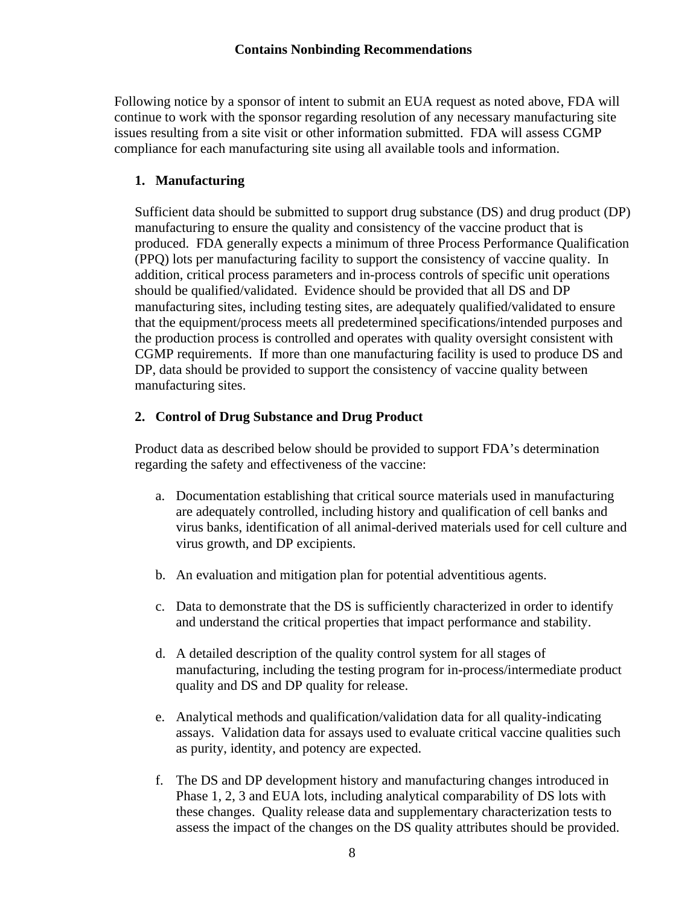Following notice by a sponsor of intent to submit an EUA request as noted above, FDA will continue to work with the sponsor regarding resolution of any necessary manufacturing site issues resulting from a site visit or other information submitted. FDA will assess CGMP compliance for each manufacturing site using all available tools and information.

### 1. Manufacturing

Sufficient data should be submitted to support drug substance (DS) and drug product (DP) manufacturing to ensure the quality and consistency of the vaccine product that is produced. FDA generally expects a minimum of three Process Performance Qualification (PPQ) lots per manufacturing facility to support the consistency of vaccine quality. In addition, critical process parameters and in-process controls of specific unit operations should be qualified/validated. Evidence should be provided that all DS and DP manufacturing sites, including testing sites, are adequately qualified/validated to ensure that the equipment/process meets all predetermined specifications/intended purposes and the production process is controlled and operates with quality oversight consistent with CGMP requirements. If more than one manufacturing facility is used to produce DS and DP, data should be provided to support the consistency of vaccine quality between manufacturing sites.

### 2. Control of Drug Substance and Drug Product

Product data as described below should be provided to support FDA's determination regarding the safety and effectiveness of the vaccine:

a. Documentation establishing that critical source materials used in manufacturing are adequately controlled, including history and qualification of cell banks and virus banks, identification of all animal-derived materials used for cell culture and virus growth, and DP excipients.

b. An evaluation and mitigation plan for potential adventitious agents.

c. Data to demonstrate that the DS is sufficiently characterized in order to identify and understand the critical properties that impact performance and stability.

d. A detailed description of the quality control system for all stages of manufacturing, including the testing program for in-process/intermediate product quality and DS and DP quality for release.

e. Analytical methods and qualification/validation data for all quality-indicating assays. Validation data for assays used to evaluate critical vaccine qualities such as purity, identity, and potency are expected.

f. The DS and DP development history and manufacturing changes introduced in Phase 1, 2, 3 and EUA lots, including analytical comparability of DS lots with these changes. Quality release data and supplementary characterization tests to assess the impact of the changes on the DS quality attributes should be provided.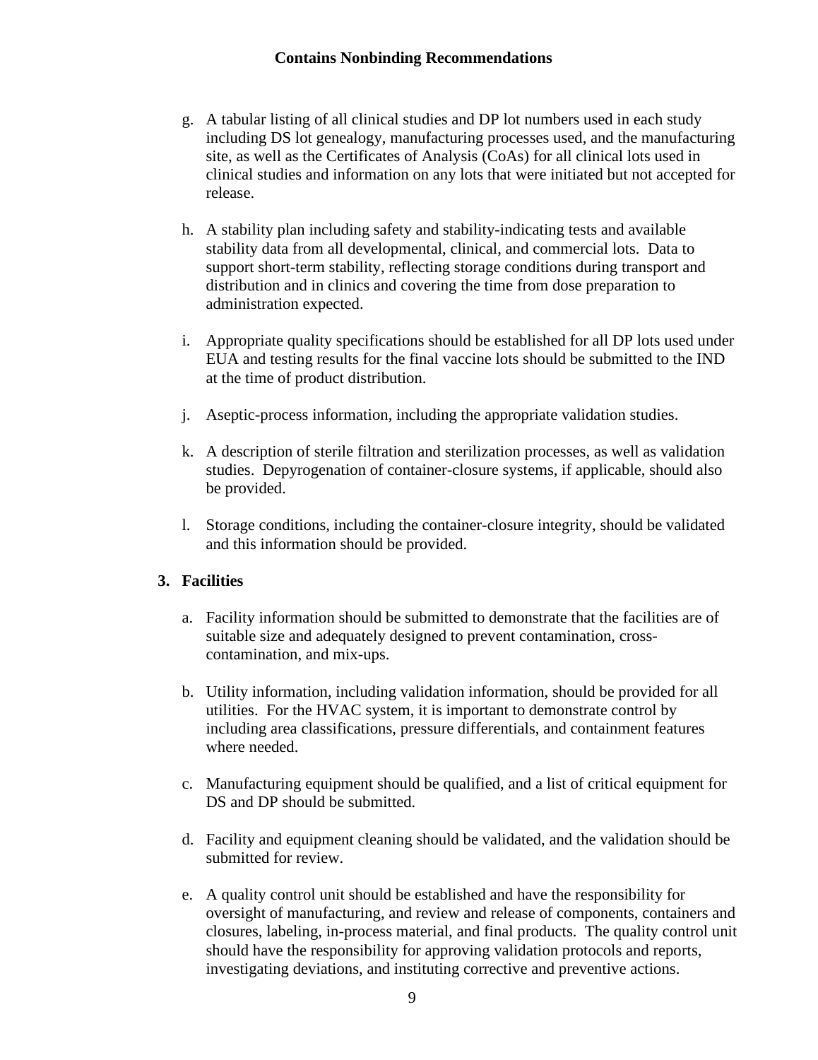g. A tabular listing of all clinical studies and DP lot numbers used in each study including DS lot genealogy, manufacturing processes used, and the manufacturing site, as well as the Certificates of Analysis (CoAs) for all clinical lots used in clinical studies and information on any lots that were initiated but not accepted for release.

h. A stability plan including safety and stability-indicating tests and available stability data from all developmental, clinical, and commercial lots. Data to support short-term stability, reflecting storage conditions during transport and distribution and in clinics and covering the time from dose preparation to administration expected.

i. Appropriate quality specifications should be established for all DP lots used under EUA and testing results for the final vaccine lots should be submitted to the IND at the time of product distribution.

j. Aseptic-process information, including the appropriate validation studies.

k. A description of sterile filtration and sterilization processes, as well as validation studies. Depyrogenation of container-closure systems, if applicable, should also be provided.

l. Storage conditions, including the container-closure integrity, should be validated and this information should be provided.

### 3. Facilities

a. Facility information should be submitted to demonstrate that the facilities are of suitable size and adequately designed to prevent contamination, cross-contamination, and mix-ups.

b. Utility information, including validation information, should be provided for all utilities. For the HVAC system, it is important to demonstrate control by including area classifications, pressure differentials, and containment features where needed.

c. Manufacturing equipment should be qualified, and a list of critical equipment for DS and DP should be submitted.

d. Facility and equipment cleaning should be validated, and the validation should be submitted for review.

e. A quality control unit should be established and have the responsibility for oversight of manufacturing, and review and release of components, containers and closures, labeling, in-process material, and final products. The quality control unit should have the responsibility for approving validation protocols and reports, investigating deviations, and instituting corrective and preventive actions.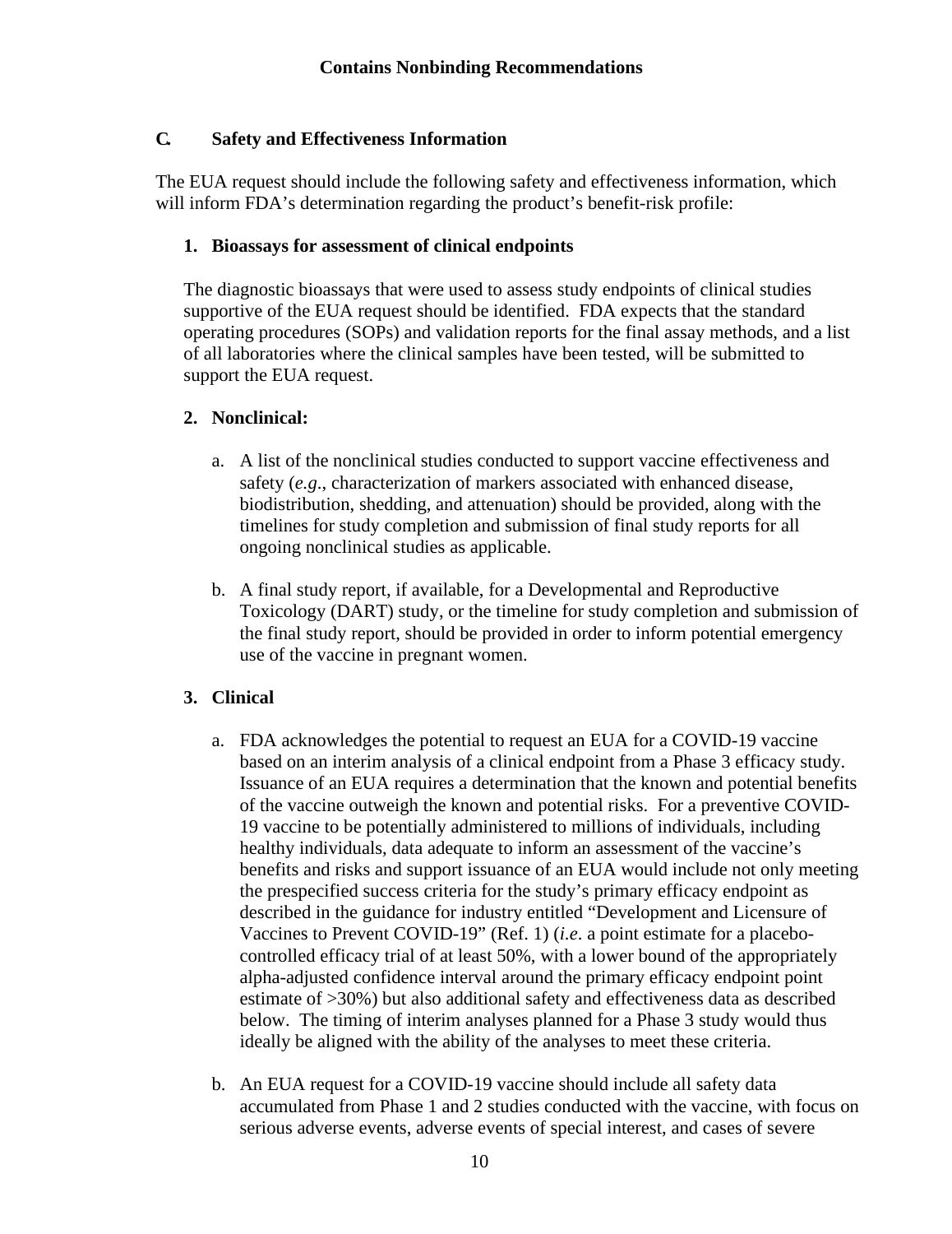### C. Safety and Effectiveness Information

The EUA request should include the following safety and effectiveness information, which will inform FDA's determination regarding the product's benefit-risk profile:

#### 1. Bioassays for assessment of clinical endpoints

The diagnostic bioassays that were used to assess study endpoints of clinical studies supportive of the EUA request should be identified. FDA expects that the standard operating procedures (SOPs) and validation reports for the final assay methods, and a list of all laboratories where the clinical samples have been tested, will be submitted to support the EUA request.

#### 2. Nonclinical:

a. A list of the nonclinical studies conducted to support vaccine effectiveness and safety (*e.g*., characterization of markers associated with enhanced disease, biodistribution, shedding, and attenuation) should be provided, along with the timelines for study completion and submission of final study reports for all ongoing nonclinical studies as applicable.

b. A final study report, if available, for a Developmental and Reproductive Toxicology (DART) study, or the timeline for study completion and submission of the final study report, should be provided in order to inform potential emergency use of the vaccine in pregnant women.

#### 3. Clinical

a. FDA acknowledges the potential to request an EUA for a COVID-19 vaccine based on an interim analysis of a clinical endpoint from a Phase 3 efficacy study. Issuance of an EUA requires a determination that the known and potential benefits of the vaccine outweigh the known and potential risks. For a preventive COVID-19 vaccine to be potentially administered to millions of individuals, including healthy individuals, data adequate to inform an assessment of the vaccine's benefits and risks and support issuance of an EUA would include not only meeting the prespecified success criteria for the study's primary efficacy endpoint as described in the guidance for industry entitled "Development and Licensure of Vaccines to Prevent COVID-19" (Ref. 1) (*i.e*. a point estimate for a placebo-controlled efficacy trial of at least 50%, with a lower bound of the appropriately alpha-adjusted confidence interval around the primary efficacy endpoint point estimate of >30%) but also additional safety and effectiveness data as described below. The timing of interim analyses planned for a Phase 3 study would thus ideally be aligned with the ability of the analyses to meet these criteria.

b. An EUA request for a COVID-19 vaccine should include all safety data accumulated from Phase 1 and 2 studies conducted with the vaccine, with focus on serious adverse events, adverse events of special interest, and cases of severe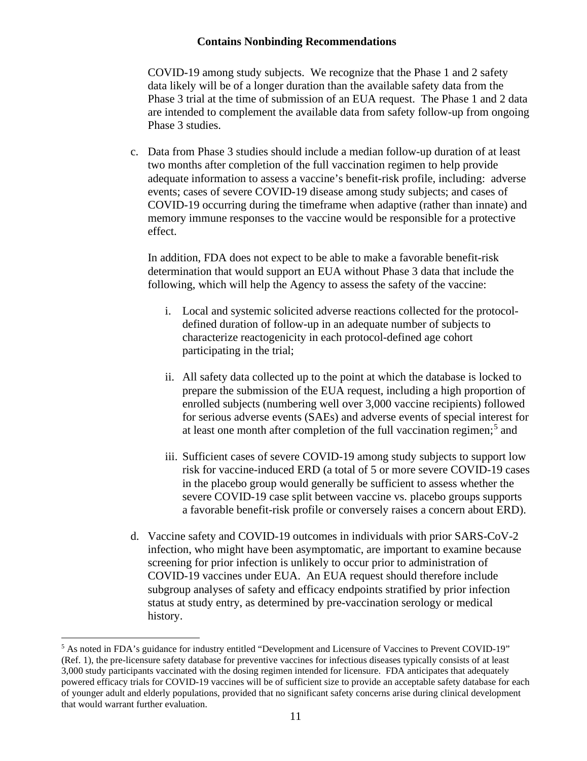COVID-19 among study subjects. We recognize that the Phase 1 and 2 safety data likely will be of a longer duration than the available safety data from the Phase 3 trial at the time of submission of an EUA request. The Phase 1 and 2 data are intended to complement the available data from safety follow-up from ongoing Phase 3 studies.

c. Data from Phase 3 studies should include a median follow-up duration of at least two months after completion of the full vaccination regimen to help provide adequate information to assess a vaccine's benefit-risk profile, including: adverse events; cases of severe COVID-19 disease among study subjects; and cases of COVID-19 occurring during the timeframe when adaptive (rather than innate) and memory immune responses to the vaccine would be responsible for a protective effect.

   In addition, FDA does not expect to be able to make a favorable benefit-risk determination that would support an EUA without Phase 3 data that include the following, which will help the Agency to assess the safety of the vaccine:

   i. Local and systemic solicited adverse reactions collected for the protocol-defined duration of follow-up in an adequate number of subjects to characterize reactogenicity in each protocol-defined age cohort participating in the trial;

   ii. All safety data collected up to the point at which the database is locked to prepare the submission of the EUA request, including a high proportion of enrolled subjects (numbering well over 3,000 vaccine recipients) followed for serious adverse events (SAEs) and adverse events of special interest for at least one month after completion of the full vaccination regimen;[5] and

   iii. Sufficient cases of severe COVID-19 among study subjects to support low risk for vaccine-induced ERD (a total of 5 or more severe COVID-19 cases in the placebo group would generally be sufficient to assess whether the severe COVID-19 case split between vaccine vs. placebo groups supports a favorable benefit-risk profile or conversely raises a concern about ERD).

d. Vaccine safety and COVID-19 outcomes in individuals with prior SARS-CoV-2 infection, who might have been asymptomatic, are important to examine because screening for prior infection is unlikely to occur prior to administration of COVID-19 vaccines under EUA. An EUA request should therefore include subgroup analyses of safety and efficacy endpoints stratified by prior infection status at study entry, as determined by pre-vaccination serology or medical history.

---

[5] As noted in FDA's guidance for industry entitled "Development and Licensure of Vaccines to Prevent COVID-19" (Ref. 1), the pre-licensure safety database for preventive vaccines for infectious diseases typically consists of at least 3,000 study participants vaccinated with the dosing regimen intended for licensure. FDA anticipates that adequately powered efficacy trials for COVID-19 vaccines will be of sufficient size to provide an acceptable safety database for each of younger adult and elderly populations, provided that no significant safety concerns arise during clinical development that would warrant further evaluation.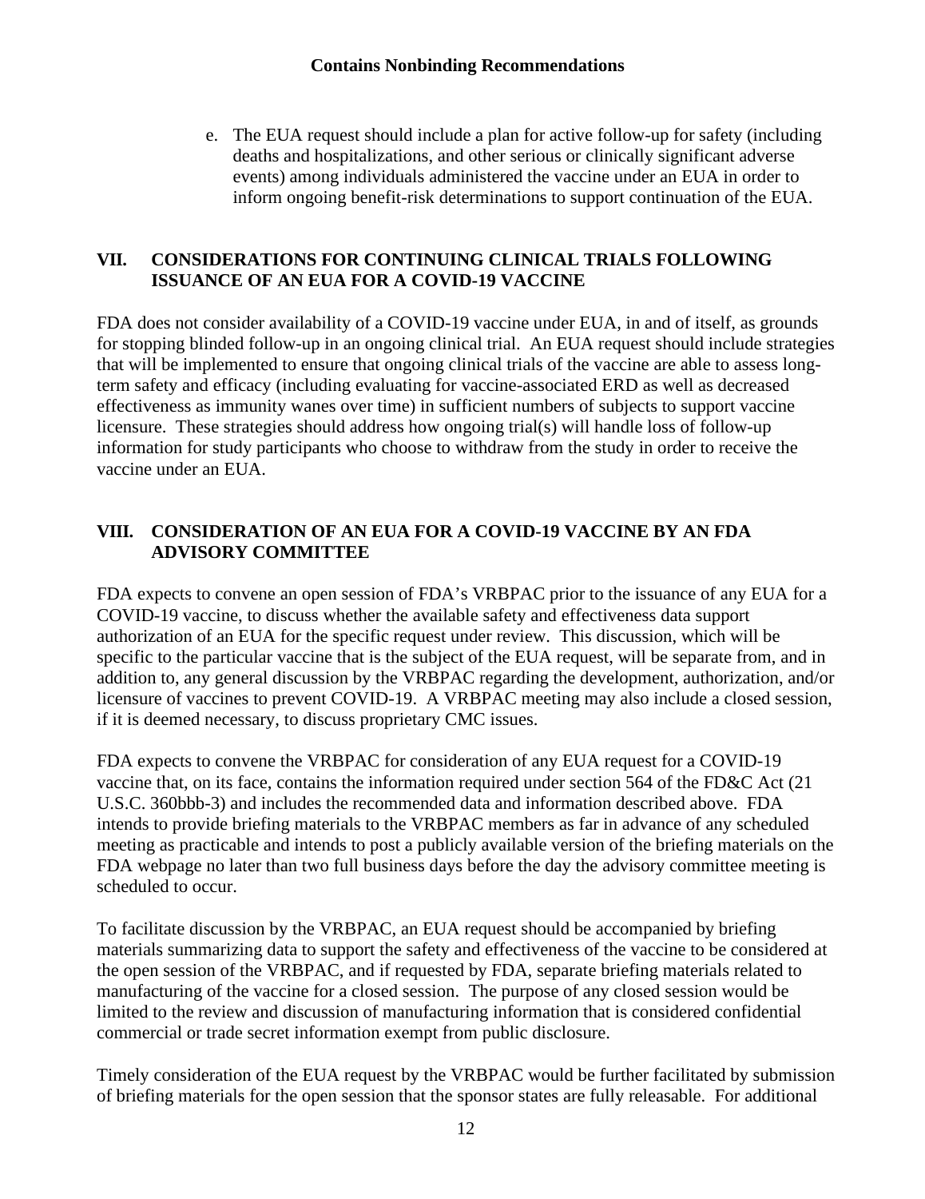e. The EUA request should include a plan for active follow-up for safety (including deaths and hospitalizations, and other serious or clinically significant adverse events) among individuals administered the vaccine under an EUA in order to inform ongoing benefit-risk determinations to support continuation of the EUA.

## VII. CONSIDERATIONS FOR CONTINUING CLINICAL TRIALS FOLLOWING ISSUANCE OF AN EUA FOR A COVID-19 VACCINE

FDA does not consider availability of a COVID-19 vaccine under EUA, in and of itself, as grounds for stopping blinded follow-up in an ongoing clinical trial. An EUA request should include strategies that will be implemented to ensure that ongoing clinical trials of the vaccine are able to assess long-term safety and efficacy (including evaluating for vaccine-associated ERD as well as decreased effectiveness as immunity wanes over time) in sufficient numbers of subjects to support vaccine licensure. These strategies should address how ongoing trial(s) will handle loss of follow-up information for study participants who choose to withdraw from the study in order to receive the vaccine under an EUA.

## VIII. CONSIDERATION OF AN EUA FOR A COVID-19 VACCINE BY AN FDA ADVISORY COMMITTEE

FDA expects to convene an open session of FDA's VRBPAC prior to the issuance of any EUA for a COVID-19 vaccine, to discuss whether the available safety and effectiveness data support authorization of an EUA for the specific request under review. This discussion, which will be specific to the particular vaccine that is the subject of the EUA request, will be separate from, and in addition to, any general discussion by the VRBPAC regarding the development, authorization, and/or licensure of vaccines to prevent COVID-19. A VRBPAC meeting may also include a closed session, if it is deemed necessary, to discuss proprietary CMC issues.

FDA expects to convene the VRBPAC for consideration of any EUA request for a COVID-19 vaccine that, on its face, contains the information required under section 564 of the FD&C Act (21 U.S.C. 360bbb-3) and includes the recommended data and information described above. FDA intends to provide briefing materials to the VRBPAC members as far in advance of any scheduled meeting as practicable and intends to post a publicly available version of the briefing materials on the FDA webpage no later than two full business days before the day the advisory committee meeting is scheduled to occur.

To facilitate discussion by the VRBPAC, an EUA request should be accompanied by briefing materials summarizing data to support the safety and effectiveness of the vaccine to be considered at the open session of the VRBPAC, and if requested by FDA, separate briefing materials related to manufacturing of the vaccine for a closed session. The purpose of any closed session would be limited to the review and discussion of manufacturing information that is considered confidential commercial or trade secret information exempt from public disclosure.

Timely consideration of the EUA request by the VRBPAC would be further facilitated by submission of briefing materials for the open session that the sponsor states are fully releasable. For additional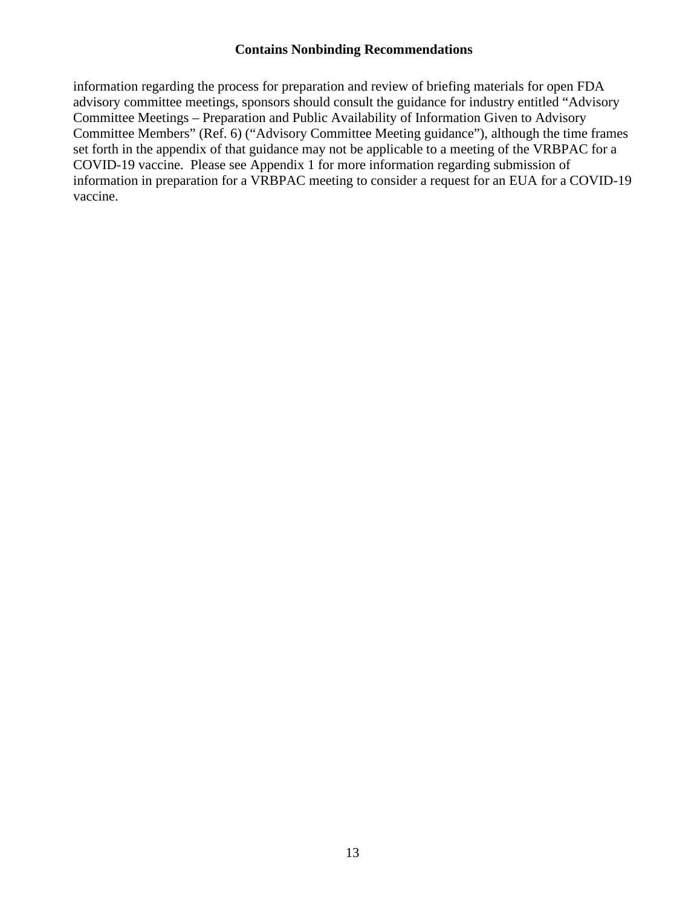information regarding the process for preparation and review of briefing materials for open FDA advisory committee meetings, sponsors should consult the guidance for industry entitled "Advisory Committee Meetings – Preparation and Public Availability of Information Given to Advisory Committee Members" (Ref. 6) ("Advisory Committee Meeting guidance"), although the time frames set forth in the appendix of that guidance may not be applicable to a meeting of the VRBPAC for a COVID-19 vaccine. Please see Appendix 1 for more information regarding submission of information in preparation for a VRBPAC meeting to consider a request for an EUA for a COVID-19 vaccine.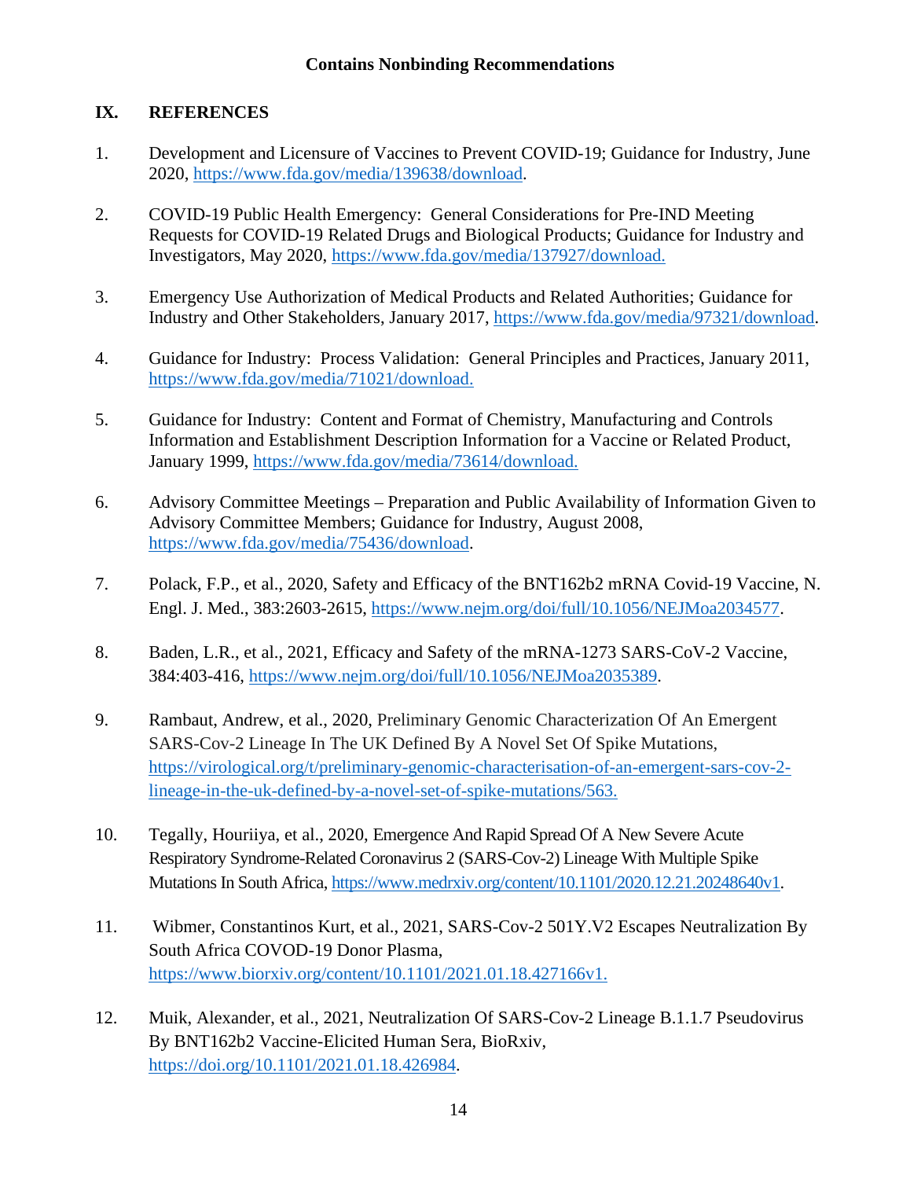## IX. REFERENCES

1. Development and Licensure of Vaccines to Prevent COVID-19; Guidance for Industry, June 2020, https://www.fda.gov/media/139638/download.

2. COVID-19 Public Health Emergency: General Considerations for Pre-IND Meeting Requests for COVID-19 Related Drugs and Biological Products; Guidance for Industry and Investigators, May 2020, https://www.fda.gov/media/137927/download.

3. Emergency Use Authorization of Medical Products and Related Authorities; Guidance for Industry and Other Stakeholders, January 2017, https://www.fda.gov/media/97321/download.

4. Guidance for Industry: Process Validation: General Principles and Practices, January 2011, https://www.fda.gov/media/71021/download.

5. Guidance for Industry: Content and Format of Chemistry, Manufacturing and Controls Information and Establishment Description Information for a Vaccine or Related Product, January 1999, https://www.fda.gov/media/73614/download.

6. Advisory Committee Meetings – Preparation and Public Availability of Information Given to Advisory Committee Members; Guidance for Industry, August 2008, https://www.fda.gov/media/75436/download.

7. Polack, F.P., et al., 2020, Safety and Efficacy of the BNT162b2 mRNA Covid-19 Vaccine, N. Engl. J. Med., 383:2603-2615, https://www.nejm.org/doi/full/10.1056/NEJMoa2034577.

8. Baden, L.R., et al., 2021, Efficacy and Safety of the mRNA-1273 SARS-CoV-2 Vaccine, 384:403-416, https://www.nejm.org/doi/full/10.1056/NEJMoa2035389.

9. Rambaut, Andrew, et al., 2020, Preliminary Genomic Characterization Of An Emergent SARS-Cov-2 Lineage In The UK Defined By A Novel Set Of Spike Mutations, https://virological.org/t/preliminary-genomic-characterisation-of-an-emergent-sars-cov-2-lineage-in-the-uk-defined-by-a-novel-set-of-spike-mutations/563.

10. Tegally, Houriiya, et al., 2020, Emergence And Rapid Spread Of A New Severe Acute Respiratory Syndrome-Related Coronavirus 2 (SARS-Cov-2) Lineage With Multiple Spike Mutations In South Africa, https://www.medrxiv.org/content/10.1101/2020.12.21.20248640v1.

11. Wibmer, Constantinos Kurt, et al., 2021, SARS-Cov-2 501Y.V2 Escapes Neutralization By South Africa COVOD-19 Donor Plasma, https://www.biorxiv.org/content/10.1101/2021.01.18.427166v1.

12. Muik, Alexander, et al., 2021, Neutralization Of SARS-Cov-2 Lineage B.1.1.7 Pseudovirus By BNT162b2 Vaccine-Elicited Human Sera, BioRxiv, https://doi.org/10.1101/2021.01.18.426984.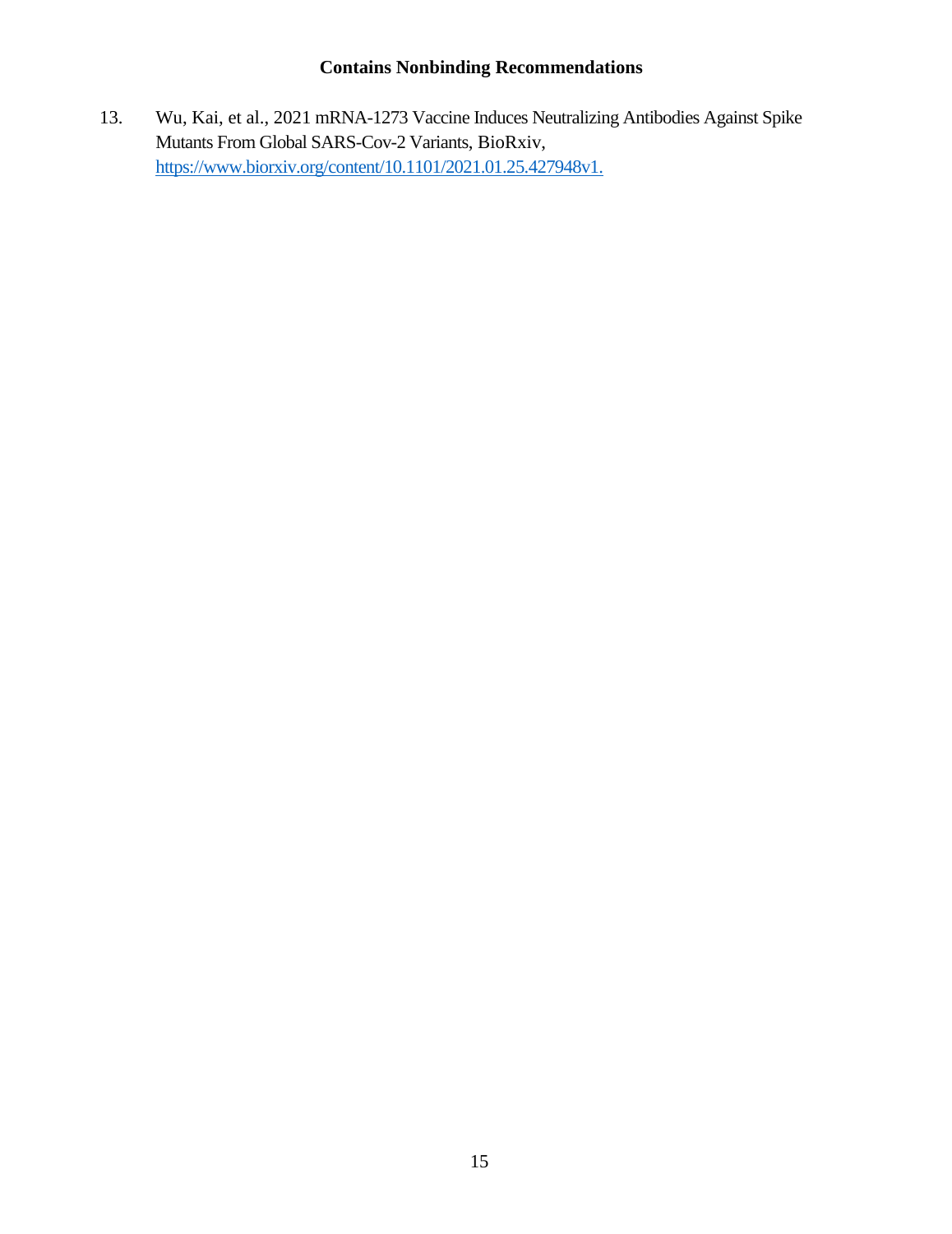13. Wu, Kai, et al., 2021 mRNA-1273 Vaccine Induces Neutralizing Antibodies Against Spike Mutants From Global SARS-Cov-2 Variants, BioRxiv, https://www.biorxiv.org/content/10.1101/2021.01.25.427948v1.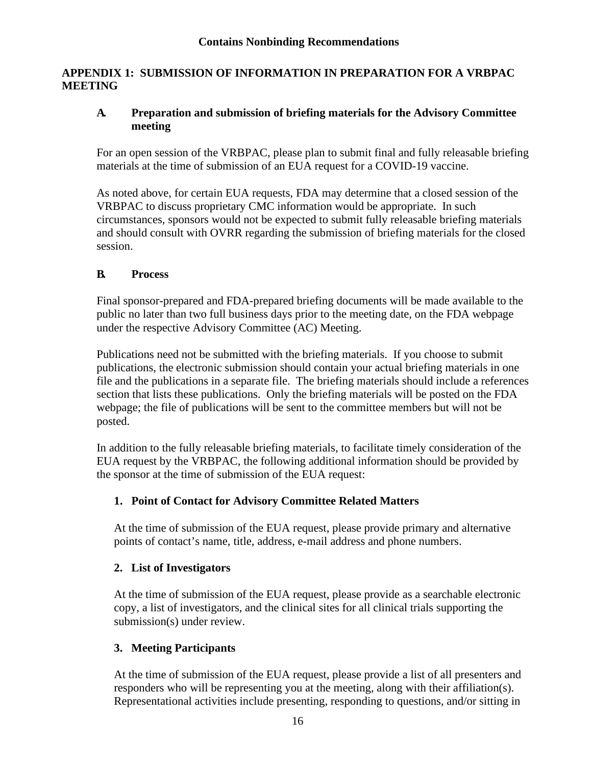## APPENDIX 1: SUBMISSION OF INFORMATION IN PREPARATION FOR A VRBPAC MEETING

### A. Preparation and submission of briefing materials for the Advisory Committee meeting

For an open session of the VRBPAC, please plan to submit final and fully releasable briefing materials at the time of submission of an EUA request for a COVID-19 vaccine.

As noted above, for certain EUA requests, FDA may determine that a closed session of the VRBPAC to discuss proprietary CMC information would be appropriate. In such circumstances, sponsors would not be expected to submit fully releasable briefing materials and should consult with OVRR regarding the submission of briefing materials for the closed session.

### B. Process

Final sponsor-prepared and FDA-prepared briefing documents will be made available to the public no later than two full business days prior to the meeting date, on the FDA webpage under the respective Advisory Committee (AC) Meeting.

Publications need not be submitted with the briefing materials. If you choose to submit publications, the electronic submission should contain your actual briefing materials in one file and the publications in a separate file. The briefing materials should include a references section that lists these publications. Only the briefing materials will be posted on the FDA webpage; the file of publications will be sent to the committee members but will not be posted.

In addition to the fully releasable briefing materials, to facilitate timely consideration of the EUA request by the VRBPAC, the following additional information should be provided by the sponsor at the time of submission of the EUA request:

#### 1. Point of Contact for Advisory Committee Related Matters

At the time of submission of the EUA request, please provide primary and alternative points of contact's name, title, address, e-mail address and phone numbers.

#### 2. List of Investigators

At the time of submission of the EUA request, please provide as a searchable electronic copy, a list of investigators, and the clinical sites for all clinical trials supporting the submission(s) under review.

#### 3. Meeting Participants

At the time of submission of the EUA request, please provide a list of all presenters and responders who will be representing you at the meeting, along with their affiliation(s). Representational activities include presenting, responding to questions, and/or sitting in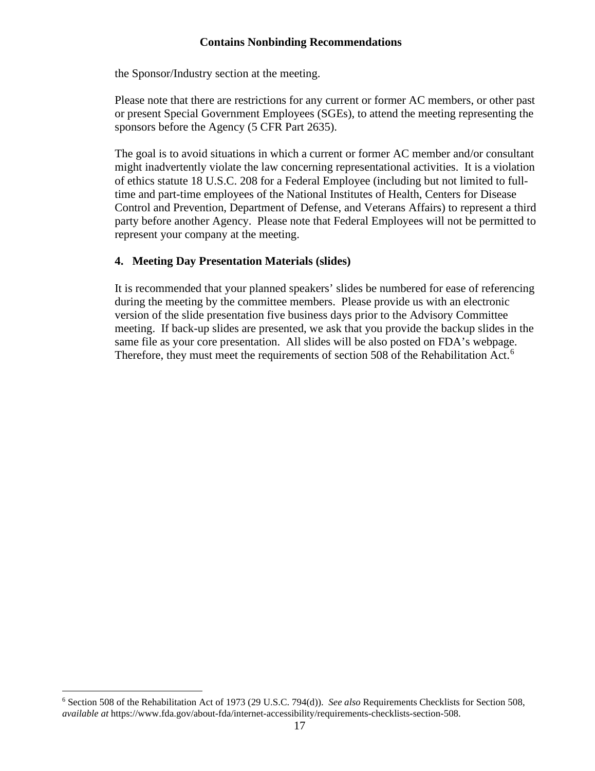the Sponsor/Industry section at the meeting.

Please note that there are restrictions for any current or former AC members, or other past or present Special Government Employees (SGEs), to attend the meeting representing the sponsors before the Agency (5 CFR Part 2635).

The goal is to avoid situations in which a current or former AC member and/or consultant might inadvertently violate the law concerning representational activities. It is a violation of ethics statute 18 U.S.C. 208 for a Federal Employee (including but not limited to full-time and part-time employees of the National Institutes of Health, Centers for Disease Control and Prevention, Department of Defense, and Veterans Affairs) to represent a third party before another Agency. Please note that Federal Employees will not be permitted to represent your company at the meeting.

### 4. Meeting Day Presentation Materials (slides)

It is recommended that your planned speakers' slides be numbered for ease of referencing during the meeting by the committee members. Please provide us with an electronic version of the slide presentation five business days prior to the Advisory Committee meeting. If back-up slides are presented, we ask that you provide the backup slides in the same file as your core presentation. All slides will be also posted on FDA's webpage. Therefore, they must meet the requirements of section 508 of the Rehabilitation Act.[6]

---

[6] Section 508 of the Rehabilitation Act of 1973 (29 U.S.C. 794(d)). *See also* Requirements Checklists for Section 508, *available at* https://www.fda.gov/about-fda/internet-accessibility/requirements-checklists-section-508.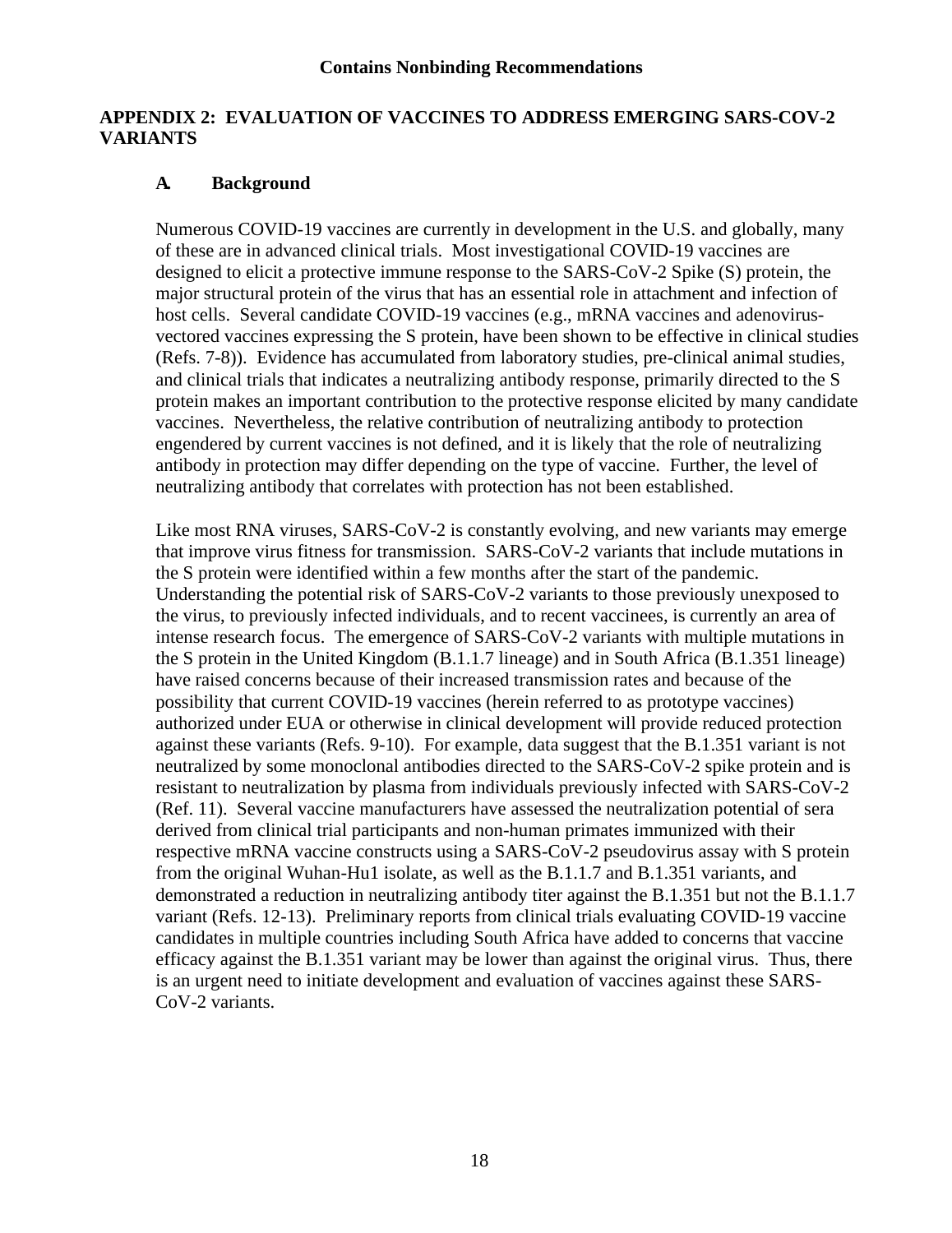## APPENDIX 2: EVALUATION OF VACCINES TO ADDRESS EMERGING SARS-COV-2 VARIANTS

### A. Background

Numerous COVID-19 vaccines are currently in development in the U.S. and globally, many of these are in advanced clinical trials. Most investigational COVID-19 vaccines are designed to elicit a protective immune response to the SARS-CoV-2 Spike (S) protein, the major structural protein of the virus that has an essential role in attachment and infection of host cells. Several candidate COVID-19 vaccines (e.g., mRNA vaccines and adenovirus-vectored vaccines expressing the S protein, have been shown to be effective in clinical studies (Refs. 7-8)). Evidence has accumulated from laboratory studies, pre-clinical animal studies, and clinical trials that indicates a neutralizing antibody response, primarily directed to the S protein makes an important contribution to the protective response elicited by many candidate vaccines. Nevertheless, the relative contribution of neutralizing antibody to protection engendered by current vaccines is not defined, and it is likely that the role of neutralizing antibody in protection may differ depending on the type of vaccine. Further, the level of neutralizing antibody that correlates with protection has not been established.

Like most RNA viruses, SARS-CoV-2 is constantly evolving, and new variants may emerge that improve virus fitness for transmission. SARS-CoV-2 variants that include mutations in the S protein were identified within a few months after the start of the pandemic. Understanding the potential risk of SARS-CoV-2 variants to those previously unexposed to the virus, to previously infected individuals, and to recent vaccinees, is currently an area of intense research focus. The emergence of SARS-CoV-2 variants with multiple mutations in the S protein in the United Kingdom (B.1.1.7 lineage) and in South Africa (B.1.351 lineage) have raised concerns because of their increased transmission rates and because of the possibility that current COVID-19 vaccines (herein referred to as prototype vaccines) authorized under EUA or otherwise in clinical development will provide reduced protection against these variants (Refs. 9-10). For example, data suggest that the B.1.351 variant is not neutralized by some monoclonal antibodies directed to the SARS-CoV-2 spike protein and is resistant to neutralization by plasma from individuals previously infected with SARS-CoV-2 (Ref. 11). Several vaccine manufacturers have assessed the neutralization potential of sera derived from clinical trial participants and non-human primates immunized with their respective mRNA vaccine constructs using a SARS-CoV-2 pseudovirus assay with S protein from the original Wuhan-Hu1 isolate, as well as the B.1.1.7 and B.1.351 variants, and demonstrated a reduction in neutralizing antibody titer against the B.1.351 but not the B.1.1.7 variant (Refs. 12-13). Preliminary reports from clinical trials evaluating COVID-19 vaccine candidates in multiple countries including South Africa have added to concerns that vaccine efficacy against the B.1.351 variant may be lower than against the original virus. Thus, there is an urgent need to initiate development and evaluation of vaccines against these SARS-CoV-2 variants.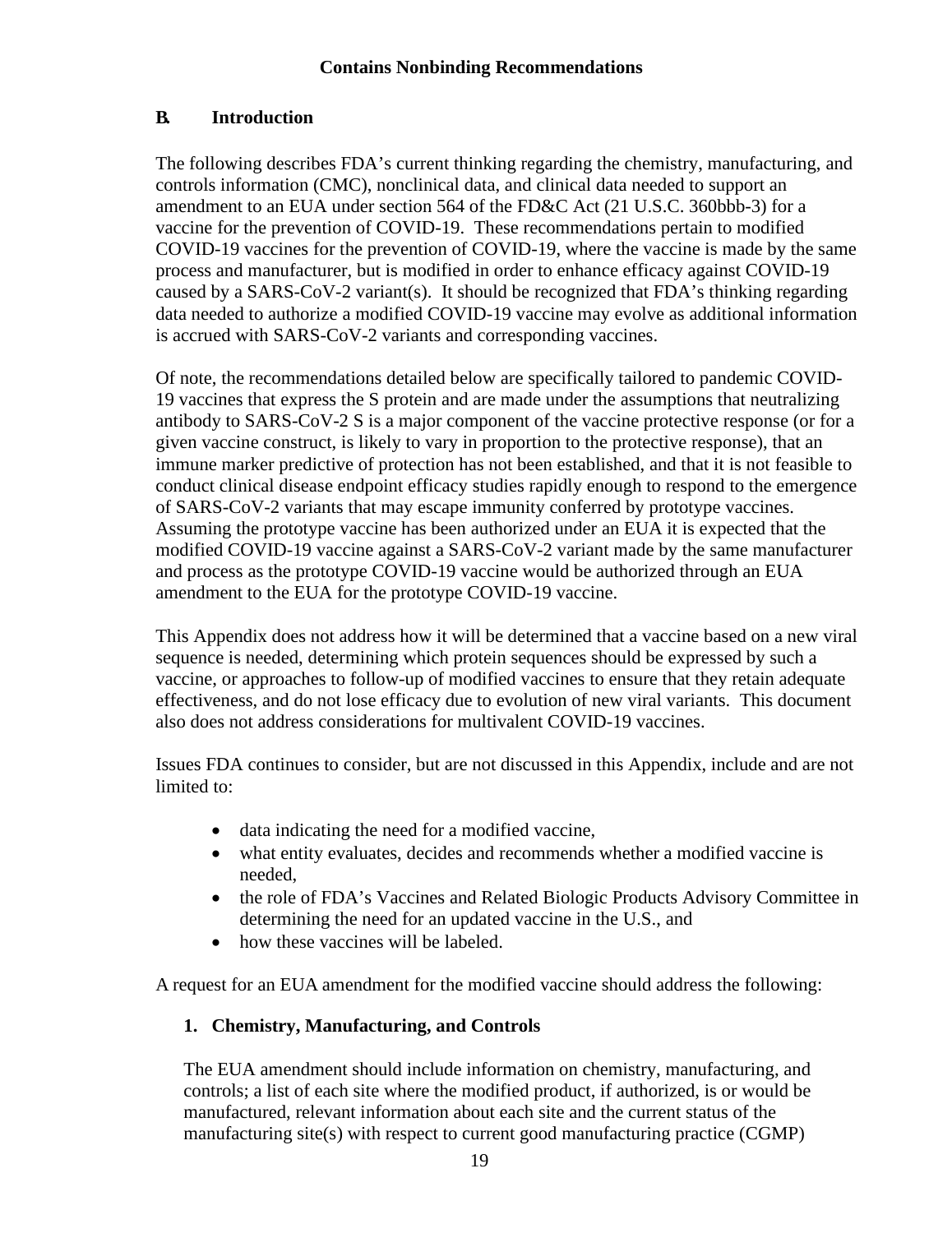**Contains Nonbinding Recommendations**

## B. Introduction

The following describes FDA's current thinking regarding the chemistry, manufacturing, and controls information (CMC), nonclinical data, and clinical data needed to support an amendment to an EUA under section 564 of the FD&C Act (21 U.S.C. 360bbb-3) for a vaccine for the prevention of COVID-19. These recommendations pertain to modified COVID-19 vaccines for the prevention of COVID-19, where the vaccine is made by the same process and manufacturer, but is modified in order to enhance efficacy against COVID-19 caused by a SARS-CoV-2 variant(s). It should be recognized that FDA's thinking regarding data needed to authorize a modified COVID-19 vaccine may evolve as additional information is accrued with SARS-CoV-2 variants and corresponding vaccines.

Of note, the recommendations detailed below are specifically tailored to pandemic COVID-19 vaccines that express the S protein and are made under the assumptions that neutralizing antibody to SARS-CoV-2 S is a major component of the vaccine protective response (or for a given vaccine construct, is likely to vary in proportion to the protective response), that an immune marker predictive of protection has not been established, and that it is not feasible to conduct clinical disease endpoint efficacy studies rapidly enough to respond to the emergence of SARS-CoV-2 variants that may escape immunity conferred by prototype vaccines. Assuming the prototype vaccine has been authorized under an EUA it is expected that the modified COVID-19 vaccine against a SARS-CoV-2 variant made by the same manufacturer and process as the prototype COVID-19 vaccine would be authorized through an EUA amendment to the EUA for the prototype COVID-19 vaccine.

This Appendix does not address how it will be determined that a vaccine based on a new viral sequence is needed, determining which protein sequences should be expressed by such a vaccine, or approaches to follow-up of modified vaccines to ensure that they retain adequate effectiveness, and do not lose efficacy due to evolution of new viral variants. This document also does not address considerations for multivalent COVID-19 vaccines.

Issues FDA continues to consider, but are not discussed in this Appendix, include and are not limited to:

- data indicating the need for a modified vaccine,
- what entity evaluates, decides and recommends whether a modified vaccine is needed,
- the role of FDA's Vaccines and Related Biologic Products Advisory Committee in determining the need for an updated vaccine in the U.S., and
- how these vaccines will be labeled.

A request for an EUA amendment for the modified vaccine should address the following:

### 1. Chemistry, Manufacturing, and Controls

The EUA amendment should include information on chemistry, manufacturing, and controls; a list of each site where the modified product, if authorized, is or would be manufactured, relevant information about each site and the current status of the manufacturing site(s) with respect to current good manufacturing practice (CGMP)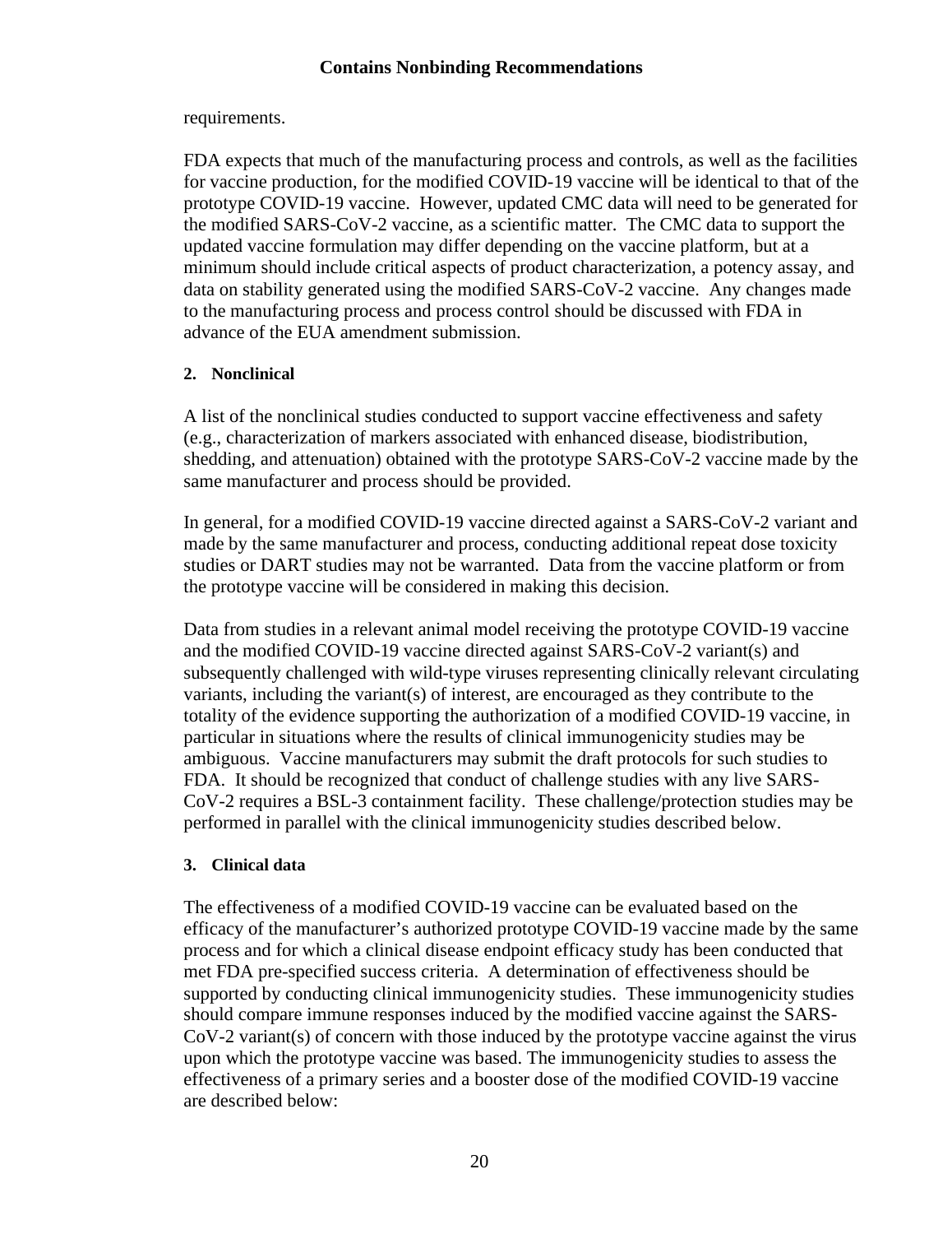requirements.

FDA expects that much of the manufacturing process and controls, as well as the facilities for vaccine production, for the modified COVID-19 vaccine will be identical to that of the prototype COVID-19 vaccine. However, updated CMC data will need to be generated for the modified SARS-CoV-2 vaccine, as a scientific matter. The CMC data to support the updated vaccine formulation may differ depending on the vaccine platform, but at a minimum should include critical aspects of product characterization, a potency assay, and data on stability generated using the modified SARS-CoV-2 vaccine. Any changes made to the manufacturing process and process control should be discussed with FDA in advance of the EUA amendment submission.

#### 2. Nonclinical

A list of the nonclinical studies conducted to support vaccine effectiveness and safety (e.g., characterization of markers associated with enhanced disease, biodistribution, shedding, and attenuation) obtained with the prototype SARS-CoV-2 vaccine made by the same manufacturer and process should be provided.

In general, for a modified COVID-19 vaccine directed against a SARS-CoV-2 variant and made by the same manufacturer and process, conducting additional repeat dose toxicity studies or DART studies may not be warranted. Data from the vaccine platform or from the prototype vaccine will be considered in making this decision.

Data from studies in a relevant animal model receiving the prototype COVID-19 vaccine and the modified COVID-19 vaccine directed against SARS-CoV-2 variant(s) and subsequently challenged with wild-type viruses representing clinically relevant circulating variants, including the variant(s) of interest, are encouraged as they contribute to the totality of the evidence supporting the authorization of a modified COVID-19 vaccine, in particular in situations where the results of clinical immunogenicity studies may be ambiguous. Vaccine manufacturers may submit the draft protocols for such studies to FDA. It should be recognized that conduct of challenge studies with any live SARS-CoV-2 requires a BSL-3 containment facility. These challenge/protection studies may be performed in parallel with the clinical immunogenicity studies described below.

#### 3. Clinical data

The effectiveness of a modified COVID-19 vaccine can be evaluated based on the efficacy of the manufacturer's authorized prototype COVID-19 vaccine made by the same process and for which a clinical disease endpoint efficacy study has been conducted that met FDA pre-specified success criteria. A determination of effectiveness should be supported by conducting clinical immunogenicity studies. These immunogenicity studies should compare immune responses induced by the modified vaccine against the SARS-CoV-2 variant(s) of concern with those induced by the prototype vaccine against the virus upon which the prototype vaccine was based. The immunogenicity studies to assess the effectiveness of a primary series and a booster dose of the modified COVID-19 vaccine are described below: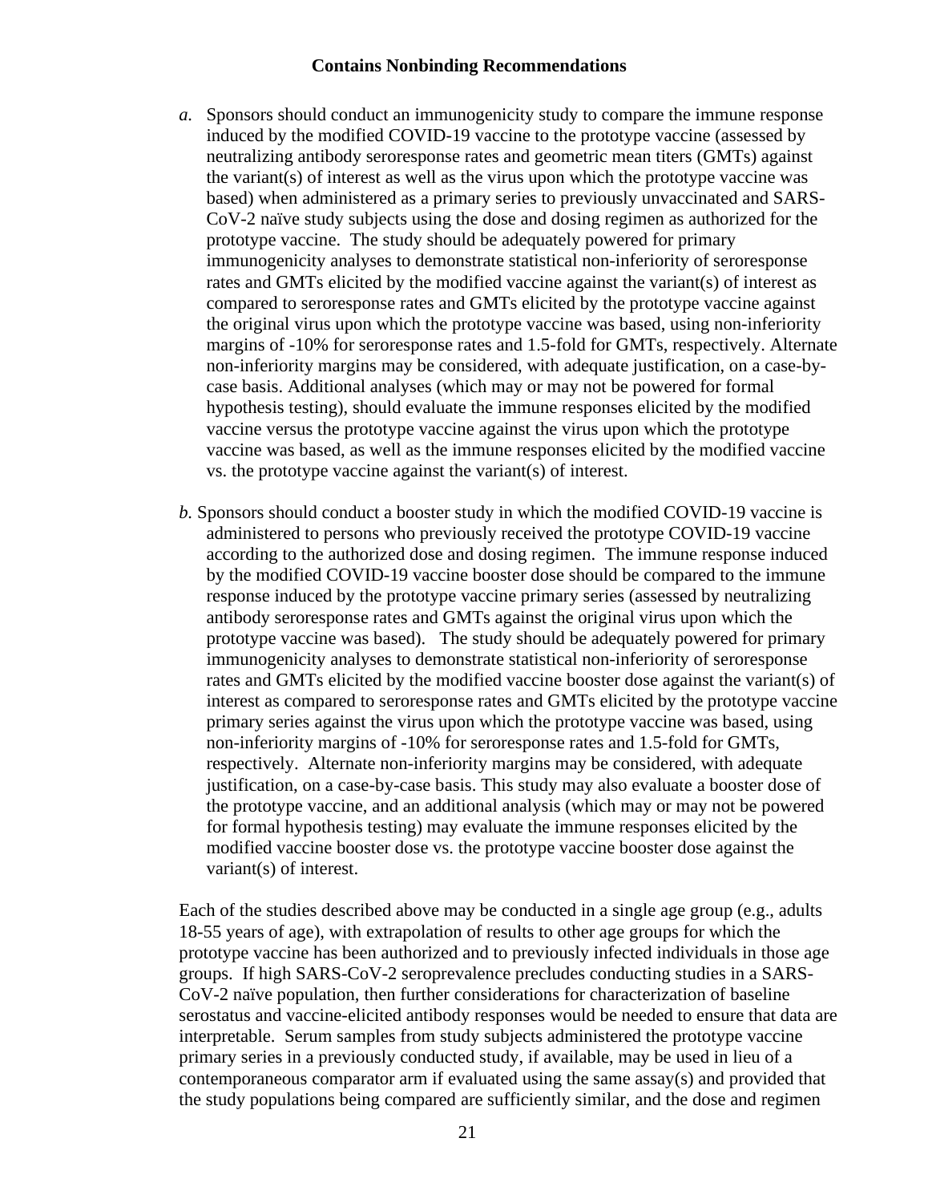**Contains Nonbinding Recommendations**

*a.* Sponsors should conduct an immunogenicity study to compare the immune response induced by the modified COVID-19 vaccine to the prototype vaccine (assessed by neutralizing antibody seroresponse rates and geometric mean titers (GMTs) against the variant(s) of interest as well as the virus upon which the prototype vaccine was based) when administered as a primary series to previously unvaccinated and SARS-CoV-2 naïve study subjects using the dose and dosing regimen as authorized for the prototype vaccine. The study should be adequately powered for primary immunogenicity analyses to demonstrate statistical non-inferiority of seroresponse rates and GMTs elicited by the modified vaccine against the variant(s) of interest as compared to seroresponse rates and GMTs elicited by the prototype vaccine against the original virus upon which the prototype vaccine was based, using non-inferiority margins of -10% for seroresponse rates and 1.5-fold for GMTs, respectively. Alternate non-inferiority margins may be considered, with adequate justification, on a case-by-case basis. Additional analyses (which may or may not be powered for formal hypothesis testing), should evaluate the immune responses elicited by the modified vaccine versus the prototype vaccine against the virus upon which the prototype vaccine was based, as well as the immune responses elicited by the modified vaccine vs. the prototype vaccine against the variant(s) of interest.

*b.* Sponsors should conduct a booster study in which the modified COVID-19 vaccine is administered to persons who previously received the prototype COVID-19 vaccine according to the authorized dose and dosing regimen. The immune response induced by the modified COVID-19 vaccine booster dose should be compared to the immune response induced by the prototype vaccine primary series (assessed by neutralizing antibody seroresponse rates and GMTs against the original virus upon which the prototype vaccine was based). The study should be adequately powered for primary immunogenicity analyses to demonstrate statistical non-inferiority of seroresponse rates and GMTs elicited by the modified vaccine booster dose against the variant(s) of interest as compared to seroresponse rates and GMTs elicited by the prototype vaccine primary series against the virus upon which the prototype vaccine was based, using non-inferiority margins of -10% for seroresponse rates and 1.5-fold for GMTs, respectively. Alternate non-inferiority margins may be considered, with adequate justification, on a case-by-case basis. This study may also evaluate a booster dose of the prototype vaccine, and an additional analysis (which may or may not be powered for formal hypothesis testing) may evaluate the immune responses elicited by the modified vaccine booster dose vs. the prototype vaccine booster dose against the variant(s) of interest.

Each of the studies described above may be conducted in a single age group (e.g., adults 18-55 years of age), with extrapolation of results to other age groups for which the prototype vaccine has been authorized and to previously infected individuals in those age groups. If high SARS-CoV-2 seroprevalence precludes conducting studies in a SARS-CoV-2 naïve population, then further considerations for characterization of baseline serostatus and vaccine-elicited antibody responses would be needed to ensure that data are interpretable. Serum samples from study subjects administered the prototype vaccine primary series in a previously conducted study, if available, may be used in lieu of a contemporaneous comparator arm if evaluated using the same assay(s) and provided that the study populations being compared are sufficiently similar, and the dose and regimen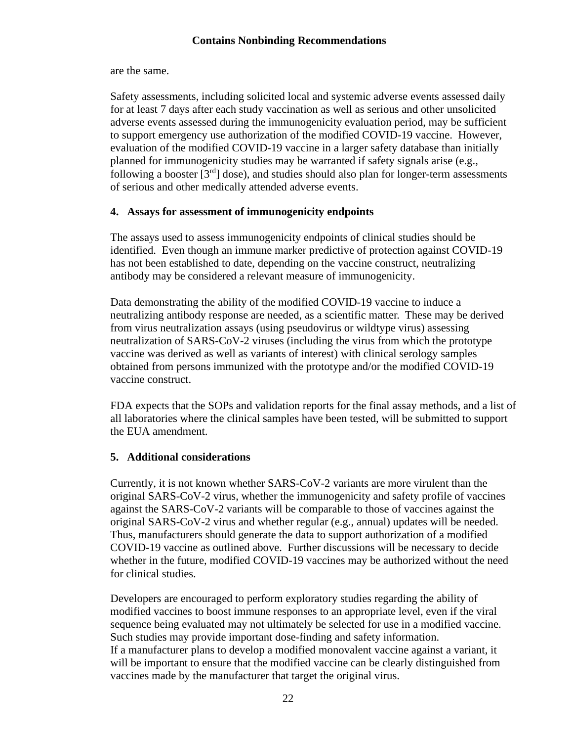are the same.

Safety assessments, including solicited local and systemic adverse events assessed daily for at least 7 days after each study vaccination as well as serious and other unsolicited adverse events assessed during the immunogenicity evaluation period, may be sufficient to support emergency use authorization of the modified COVID-19 vaccine. However, evaluation of the modified COVID-19 vaccine in a larger safety database than initially planned for immunogenicity studies may be warranted if safety signals arise (e.g., following a booster [3rd] dose), and studies should also plan for longer-term assessments of serious and other medically attended adverse events.

#### 4. Assays for assessment of immunogenicity endpoints

The assays used to assess immunogenicity endpoints of clinical studies should be identified. Even though an immune marker predictive of protection against COVID-19 has not been established to date, depending on the vaccine construct, neutralizing antibody may be considered a relevant measure of immunogenicity.

Data demonstrating the ability of the modified COVID-19 vaccine to induce a neutralizing antibody response are needed, as a scientific matter. These may be derived from virus neutralization assays (using pseudovirus or wildtype virus) assessing neutralization of SARS-CoV-2 viruses (including the virus from which the prototype vaccine was derived as well as variants of interest) with clinical serology samples obtained from persons immunized with the prototype and/or the modified COVID-19 vaccine construct.

FDA expects that the SOPs and validation reports for the final assay methods, and a list of all laboratories where the clinical samples have been tested, will be submitted to support the EUA amendment.

#### 5. Additional considerations

Currently, it is not known whether SARS-CoV-2 variants are more virulent than the original SARS-CoV-2 virus, whether the immunogenicity and safety profile of vaccines against the SARS-CoV-2 variants will be comparable to those of vaccines against the original SARS-CoV-2 virus and whether regular (e.g., annual) updates will be needed. Thus, manufacturers should generate the data to support authorization of a modified COVID-19 vaccine as outlined above. Further discussions will be necessary to decide whether in the future, modified COVID-19 vaccines may be authorized without the need for clinical studies.

Developers are encouraged to perform exploratory studies regarding the ability of modified vaccines to boost immune responses to an appropriate level, even if the viral sequence being evaluated may not ultimately be selected for use in a modified vaccine. Such studies may provide important dose-finding and safety information.
If a manufacturer plans to develop a modified monovalent vaccine against a variant, it will be important to ensure that the modified vaccine can be clearly distinguished from vaccines made by the manufacturer that target the original virus.